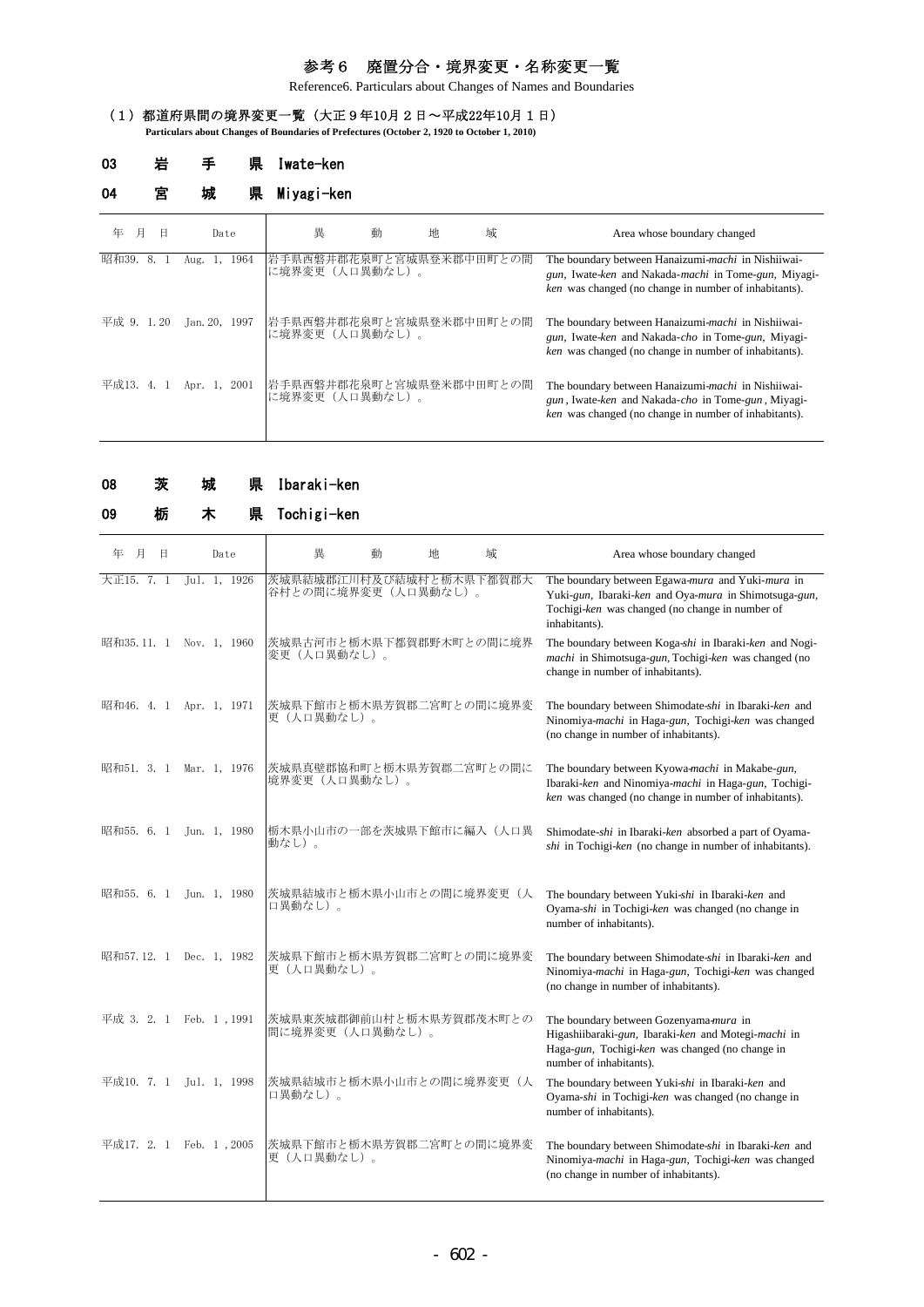# 参考６　廃置分合・境界変更・名称変更一覧

Reference6. Particulars about Changes of Names and Boundaries

## （１）都道府県間の境界変更一覧（大正９年10月２日～平成22年10月１日）

**Particulars about Changes of Boundaries of Prefectures (October 2, 1920 to October 1, 2010)**

### 03　岩　手　県　Iwate-ken
### 04　宮　城　県　Miyagi-ken

| 年　月　日 | Date | 異　動　地　域 | Area whose boundary changed |
|---|---|---|---|
| 昭和39. 8. 1 | Aug. 1, 1964 | 岩手県西磐井郡花泉町と宮城県登米郡中田町との間に境界変更（人口異動なし）。 | The boundary between Hanaizumi-*machi* in Nishiiwai-*gun*, Iwate-*ken* and Nakada-*machi* in Tome-*gun*, Miyagi-*ken* was changed (no change in number of inhabitants). |
| 平成 9. 1.20 | Jan.20, 1997 | 岩手県西磐井郡花泉町と宮城県登米郡中田町との間に境界変更（人口異動なし）。 | The boundary between Hanaizumi-*machi* in Nishiiwai-*gun*, Iwate-*ken* and Nakada-*cho* in Tome-*gun*, Miyagi-*ken* was changed (no change in number of inhabitants). |
| 平成13. 4. 1 | Apr. 1, 2001 | 岩手県西磐井郡花泉町と宮城県登米郡中田町との間に境界変更（人口異動なし）。 | The boundary between Hanaizumi-*machi* in Nishiiwai-*gun*, Iwate-*ken* and Nakada-*cho* in Tome-*gun*, Miyagi-*ken* was changed (no change in number of inhabitants). |

### 08　茨　城　県　Ibaraki-ken
### 09　栃　木　県　Tochigi-ken

| 年　月　日 | Date | 異　動　地　域 | Area whose boundary changed |
|---|---|---|---|
| 大正15. 7. 1 | Jul. 1, 1926 | 茨城県結城郡江川村及び結城村と栃木県下都賀郡大谷村との間に境界変更（人口異動なし）。 | The boundary between Egawa-*mura* and Yuki-*mura* in Yuki-*gun*, Ibaraki-*ken* and Oya-*mura* in Shimotsuga-*gun*, Tochigi-*ken* was changed (no change in number of inhabitants). |
| 昭和35.11. 1 | Nov. 1, 1960 | 茨城県古河市と栃木県下都賀郡野木町との間に境界変更（人口異動なし）。 | The boundary between Koga-*shi* in Ibaraki-*ken* and Nogi-*machi* in Shimotsuga-*gun*, Tochigi-*ken* was changed (no change in number of inhabitants). |
| 昭和46. 4. 1 | Apr. 1, 1971 | 茨城県下館市と栃木県芳賀郡二宮町との間に境界変更（人口異動なし）。 | The boundary between Shimodate-*shi* in Ibaraki-*ken* and Ninomiya-*machi* in Haga-*gun*, Tochigi-*ken* was changed (no change in number of inhabitants). |
| 昭和51. 3. 1 | Mar. 1, 1976 | 茨城県真壁郡協和町と栃木県芳賀郡二宮町との間に境界変更（人口異動なし）。 | The boundary between Kyowa-*machi* in Makabe-*gun*, Ibaraki-*ken* and Ninomiya-*machi* in Haga-*gun*, Tochigi-*ken* was changed (no change in number of inhabitants). |
| 昭和55. 6. 1 | Jun. 1, 1980 | 栃木県小山市の一部を茨城県下館市に編入（人口異動なし）。 | Shimodate-*shi* in Ibaraki-*ken* absorbed a part of Oyama-*shi* in Tochigi-*ken* (no change in number of inhabitants). |
| 昭和55. 6. 1 | Jun. 1, 1980 | 茨城県結城市と栃木県小山市との間に境界変更（人口異動なし）。 | The boundary between Yuki-*shi* in Ibaraki-*ken* and Oyama-*shi* in Tochigi-*ken* was changed (no change in number of inhabitants). |
| 昭和57.12. 1 | Dec. 1, 1982 | 茨城県下館市と栃木県芳賀郡二宮町との間に境界変更（人口異動なし）。 | The boundary between Shimodate-*shi* in Ibaraki-*ken* and Ninomiya-*machi* in Haga-*gun*, Tochigi-*ken* was changed (no change in number of inhabitants). |
| 平成 3. 2. 1 | Feb. 1 , 1991 | 茨城県東茨城郡御前山村と栃木県芳賀郡茂木町との間に境界変更（人口異動なし）。 | The boundary between Gozenyama-*mura* in Higashiibaraki-*gun*, Ibaraki-*ken* and Motegi-*machi* in Haga-*gun*, Tochigi-*ken* was changed (no change in number of inhabitants). |
| 平成10. 7. 1 | Jul. 1, 1998 | 茨城県結城市と栃木県小山市との間に境界変更（人口異動なし）。 | The boundary between Yuki-*shi* in Ibaraki-*ken* and Oyama-*shi* in Tochigi-*ken* was changed (no change in number of inhabitants). |
| 平成17. 2. 1 | Feb. 1 , 2005 | 茨城県下館市と栃木県芳賀郡二宮町との間に境界変更（人口異動なし）。 | The boundary between Shimodate-*shi* in Ibaraki-*ken* and Ninomiya-*machi* in Haga-*gun*, Tochigi-*ken* was changed (no change in number of inhabitants). |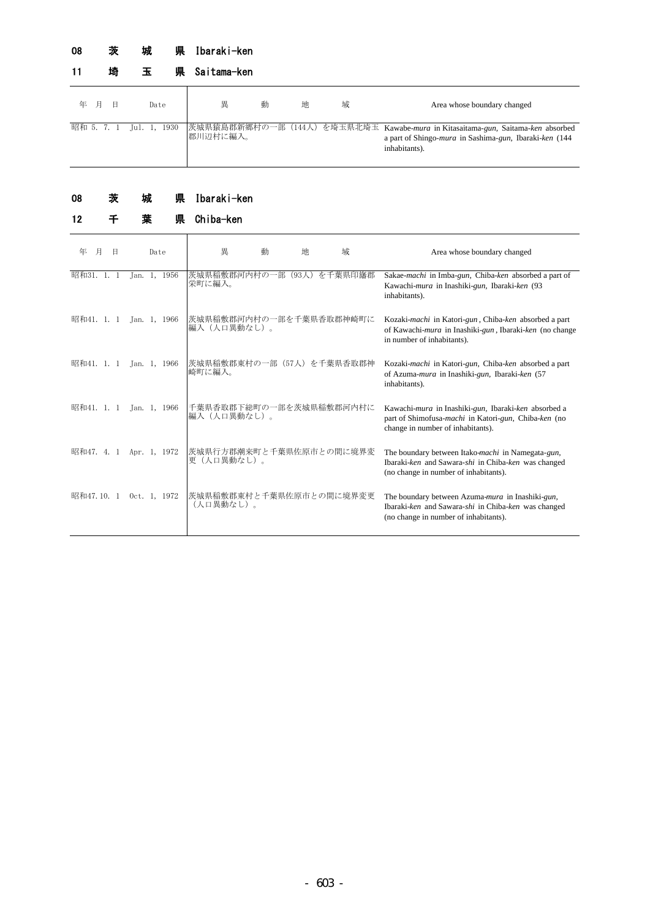## 08 茨 城 県 Ibaraki-ken

## 11 埼 玉 県 Saitama-ken

| 年 月 日 | Date | 異 動 地 域 | Area whose boundary changed |
|---|---|---|---|
| 昭和 5. 7. 1 | Jul. 1, 1930 | 茨城県猿島郡新郷村の一部（144人）を埼玉県北埼玉郡川辺村に編入。 | Kawabe-*mura* in Kitasaitama-*gun*, Saitama-*ken* absorbed a part of Shingo-*mura* in Sashima-*gun*, Ibaraki-*ken* (144 inhabitants). |

## 08 茨 城 県 Ibaraki-ken

## 12 千 葉 県 Chiba-ken

| 年 月 日 | Date | 異 動 地 域 | Area whose boundary changed |
|---|---|---|---|
| 昭和31. 1. 1 | Jan. 1, 1956 | 茨城県稲敷郡河内村の一部（93人）を千葉県印旛郡栄町に編入。 | Sakae-*machi* in Imba-*gun*, Chiba-*ken* absorbed a part of Kawachi-*mura* in Inashiki-*gun*, Ibaraki-*ken* (93 inhabitants). |
| 昭和41. 1. 1 | Jan. 1, 1966 | 茨城県稲敷郡河内村の一部を千葉県香取郡神崎町に編入（人口異動なし）。 | Kozaki-*machi* in Katori-*gun*, Chiba-*ken* absorbed a part of Kawachi-*mura* in Inashiki-*gun*, Ibaraki-*ken* (no change in number of inhabitants). |
| 昭和41. 1. 1 | Jan. 1, 1966 | 茨城県稲敷郡東村の一部（57人）を千葉県香取郡神崎町に編入。 | Kozaki-*machi* in Katori-*gun*, Chiba-*ken* absorbed a part of Azuma-*mura* in Inashiki-*gun*, Ibaraki-*ken* (57 inhabitants). |
| 昭和41. 1. 1 | Jan. 1, 1966 | 千葉県香取郡下総町の一部を茨城県稲敷郡河内村に編入（人口異動なし）。 | Kawachi-*mura* in Inashiki-*gun*, Ibaraki-*ken* absorbed a part of Shimofusa-*machi* in Katori-*gun*, Chiba-*ken* (no change in number of inhabitants). |
| 昭和47. 4. 1 | Apr. 1, 1972 | 茨城県行方郡潮来町と千葉県佐原市との間に境界変更（人口異動なし）。 | The boundary between Itako-*machi* in Namegata-*gun*, Ibaraki-*ken* and Sawara-*shi* in Chiba-*ken* was changed (no change in number of inhabitants). |
| 昭和47.10. 1 | Oct. 1, 1972 | 茨城県稲敷郡東村と千葉県佐原市との間に境界変更（人口異動なし）。 | The boundary between Azuma-*mura* in Inashiki-*gun*, Ibaraki-*ken* and Sawara-*shi* in Chiba-*ken* was changed (no change in number of inhabitants). |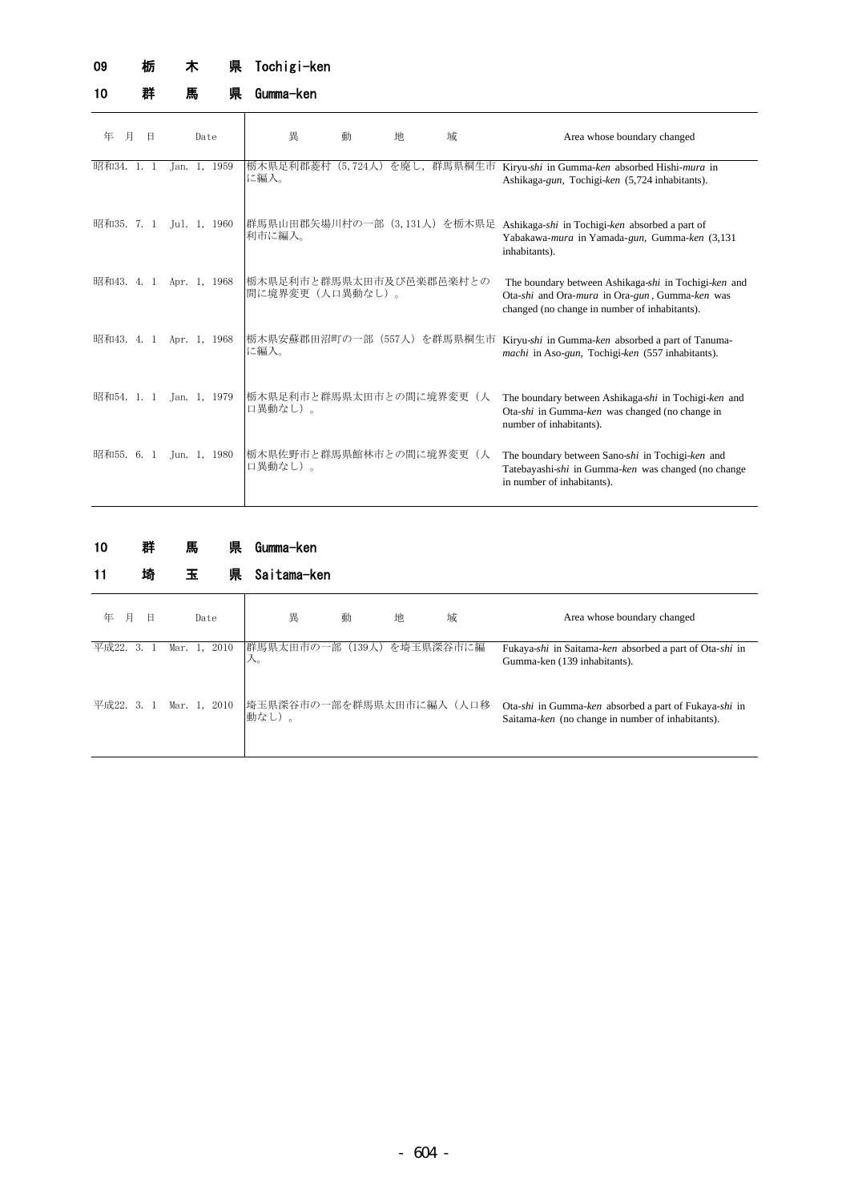## 09 栃 木 県 Tochigi-ken

## 10 群 馬 県 Gumma-ken

| 年 月 日 | Date | 異 動 地 域 | Area whose boundary changed |
|---|---|---|---|
| 昭和34. 1. 1 | Jan. 1, 1959 | 栃木県足利郡菱村（5,724人）を廃し，群馬県桐生市に編入。 | Kiryu-*shi* in Gumma-*ken* absorbed Hishi-*mura* in Ashikaga-*gun*, Tochigi-*ken* (5,724 inhabitants). |
| 昭和35. 7. 1 | Jul. 1, 1960 | 群馬県山田郡矢場川村の一部（3,131人）を栃木県足利市に編入。 | Ashikaga-*shi* in Tochigi-*ken* absorbed a part of Yabakawa-*mura* in Yamada-*gun*, Gumma-*ken* (3,131 inhabitants). |
| 昭和43. 4. 1 | Apr. 1, 1968 | 栃木県足利市と群馬県太田市及び邑楽郡邑楽村との間に境界変更（人口異動なし）。 | The boundary between Ashikaga-*shi* in Tochigi-*ken* and Ota-*shi* and Ora-*mura* in Ora-*gun*, Gumma-*ken* was changed (no change in number of inhabitants). |
| 昭和43. 4. 1 | Apr. 1, 1968 | 栃木県安蘇郡田沼町の一部（557人）を群馬県桐生市に編入。 | Kiryu-*shi* in Gumma-*ken* absorbed a part of Tanuma-*machi* in Aso-*gun*, Tochigi-*ken* (557 inhabitants). |
| 昭和54. 1. 1 | Jan. 1, 1979 | 栃木県足利市と群馬県太田市との間に境界変更（人口異動なし）。 | The boundary between Ashikaga-*shi* in Tochigi-*ken* and Ota-*shi* in Gumma-*ken* was changed (no change in number of inhabitants). |
| 昭和55. 6. 1 | Jun. 1, 1980 | 栃木県佐野市と群馬県館林市との間に境界変更（人口異動なし）。 | The boundary between Sano-*shi* in Tochigi-*ken* and Tatebayashi-*shi* in Gumma-*ken* was changed (no change in number of inhabitants). |

## 10 群 馬 県 Gumma-ken

## 11 埼 玉 県 Saitama-ken

| 年 月 日 | Date | 異 動 地 域 | Area whose boundary changed |
|---|---|---|---|
| 平成22. 3. 1 | Mar. 1, 2010 | 群馬県太田市の一部（139人）を埼玉県深谷市に編入。 | Fukaya-*shi* in Saitama-*ken* absorbed a part of Ota-*shi* in Gumma-ken (139 inhabitants). |
| 平成22. 3. 1 | Mar. 1, 2010 | 埼玉県深谷市の一部を群馬県太田市に編入（人口移動なし）。 | Ota-*shi* in Gumma-*ken* absorbed a part of Fukaya-*shi* in Saitama-*ken* (no change in number of inhabitants). |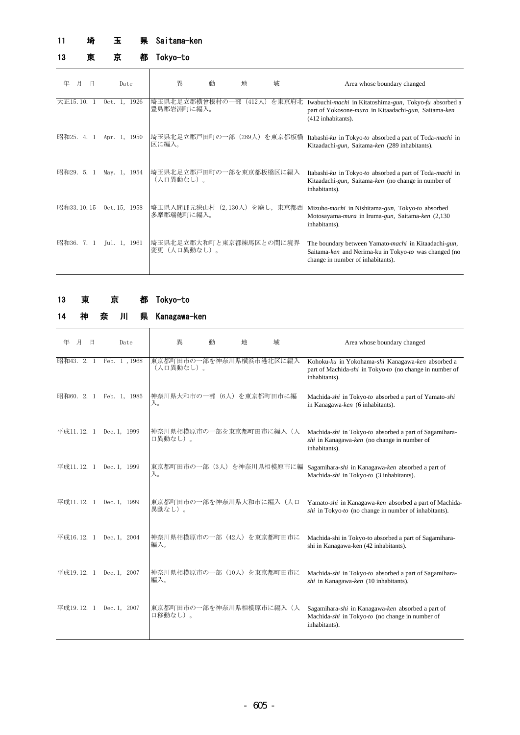## 11 埼 玉 県 Saitama-ken

## 13 東 京 都 Tokyo-to

| 年 月 日 | Date | 異 動 地 域 | Area whose boundary changed |
|---|---|---|---|
| 大正15. 10. 1 | Oct. 1, 1926 | 埼玉県北足立郡横曽根村の一部（412人）を東京府北豊島郡岩淵町に編入。 | Iwabuchi-*machi* in Kitatoshima-*gun*, Tokyo-*fu* absorbed a part of Yokosone-*mura* in Kitaadachi-*gun*, Saitama-*ken* (412 inhabitants). |
| 昭和25. 4. 1 | Apr. 1, 1950 | 埼玉県北足立郡戸田町の一部（289人）を東京都板橋区に編入。 | Itabashi-*ku* in Tokyo-*to* absorbed a part of Toda-*machi* in Kitaadachi-*gun*, Saitama-*ken* (289 inhabitants). |
| 昭和29. 5. 1 | May. 1, 1954 | 埼玉県北足立郡戸田町の一部を東京都板橋区に編入（人口異動なし）。 | Itabashi-*ku* in Tokyo-*to* absorbed a part of Toda-*machi* in Kitaadachi-*gun*, Saitama-*ken* (no change in number of inhabitants). |
| 昭和33. 10. 15 | Oct. 15, 1958 | 埼玉県入間郡元狭山村（2,130人）を廃し，東京都西多摩郡瑞穂町に編入。 | Mizuho-*machi* in Nishitama-*gun*, Tokyo-*to* absorbed Motosayama-*mura* in Iruma-*gun*, Saitama-*ken* (2,130 inhabitants). |
| 昭和36. 7. 1 | Jul. 1, 1961 | 埼玉県北足立郡大和町と東京都練馬区との間に境界変更（人口異動なし）。 | The boundary between Yamato-*machi* in Kitaadachi-*gun*, Saitama-*ken* and Nerima-ku in Tokyo-*to* was changed (no change in number of inhabitants). |

## 13 東 京 都 Tokyo-to

## 14 神 奈 川 県 Kanagawa-ken

| 年 月 日 | Date | 異 動 地 域 | Area whose boundary changed |
|---|---|---|---|
| 昭和43. 2. 1 | Feb. 1 , 1968 | 東京都町田市の一部を神奈川県横浜市港北区に編入（人口異動なし）。 | Kohoku-*ku* in Yokohama-*shi* Kanagawa-*ken* absorbed a part of Machida-*shi* in Tokyo-*to* (no change in number of inhabitants). |
| 昭和60. 2. 1 | Feb. 1, 1985 | 神奈川県大和市の一部（6人）を東京都町田市に編入。 | Machida-*shi* in Tokyo-*to* absorbed a part of Yamato-*shi* in Kanagawa-*ken* (6 inhabitants). |
| 平成11. 12. 1 | Dec. 1, 1999 | 神奈川県相模原市の一部を東京都町田市に編入（人口異動なし）。 | Machida-*shi* in Tokyo-*to* absorbed a part of Sagamihara-*shi* in Kanagawa-*ken* (no change in number of inhabitants). |
| 平成11. 12. 1 | Dec. 1, 1999 | 東京都町田市の一部（3人）を神奈川県相模原市に編入。 | Sagamihara-*shi* in Kanagawa-*ken* absorbed a part of Machida-*shi* in Tokyo-*to* (3 inhabitants). |
| 平成11. 12. 1 | Dec. 1, 1999 | 東京都町田市の一部を神奈川県大和市に編入（人口異動なし）。 | Yamato-*shi* in Kanagawa-*ken* absorbed a part of Machida-*shi* in Tokyo-*to* (no change in number of inhabitants). |
| 平成16. 12. 1 | Dec. 1, 2004 | 神奈川県相模原市の一部（42人）を東京都町田市に編入。 | Machida-shi in Tokyo-to absorbed a part of Sagamihara-shi in Kanagawa-ken (42 inhabitants). |
| 平成19. 12. 1 | Dec. 1, 2007 | 神奈川県相模原市の一部（10人）を東京都町田市に編入。 | Machida-*shi* in Tokyo-*to* absorbed a part of Sagamihara-*shi* in Kanagawa-*ken* (10 inhabitants). |
| 平成19. 12. 1 | Dec. 1, 2007 | 東京都町田市の一部を神奈川県相模原市に編入（人口移動なし）。 | Sagamihara-*shi* in Kanagawa-*ken* absorbed a part of Machida-*shi* in Tokyo-*to* (no change in number of inhabitants). |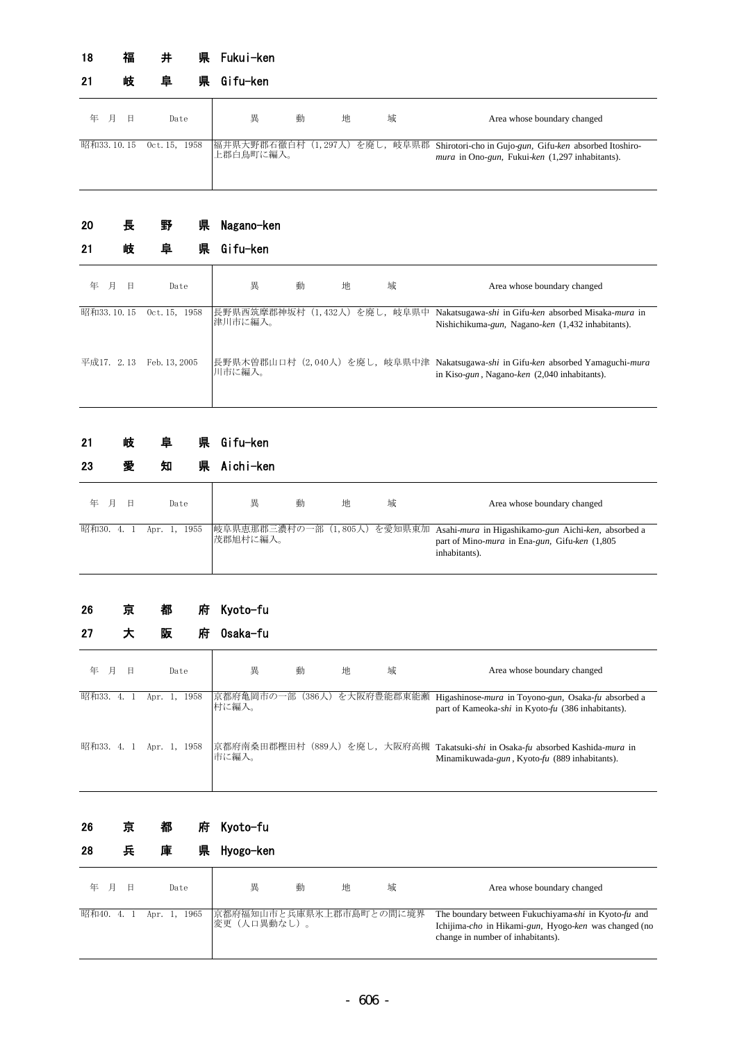## 18 福 井 県 Fukui-ken
## 21 岐 阜 県 Gifu-ken

| 年 月 日 | Date | 異 動 地 域 | Area whose boundary changed |
|---|---|---|---|
| 昭和33. 10. 15 | Oct. 15, 1958 | 福井県大野郡石徹白村（1,297人）を廃し，岐阜県郡上郡白鳥町に編入。 | Shirotori-cho in Gujo-*gun*, Gifu-*ken* absorbed Itoshiro-*mura* in Ono-*gun*, Fukui-*ken* (1,297 inhabitants). |

## 20 長 野 県 Nagano-ken
## 21 岐 阜 県 Gifu-ken

| 年 月 日 | Date | 異 動 地 域 | Area whose boundary changed |
|---|---|---|---|
| 昭和33. 10. 15 | Oct. 15, 1958 | 長野県西筑摩郡神坂村（1,432人）を廃し，岐阜県中津川市に編入。 | Nakatsugawa-*shi* in Gifu-*ken* absorbed Misaka-*mura* in Nishichikuma-*gun*, Nagano-*ken* (1,432 inhabitants). |
| 平成17. 2. 13 | Feb. 13, 2005 | 長野県木曽郡山口村（2,040人）を廃し，岐阜県中津川市に編入。 | Nakatsugawa-*shi* in Gifu-*ken* absorbed Yamaguchi-*mura* in Kiso-*gun* , Nagano-*ken* (2,040 inhabitants). |

## 21 岐 阜 県 Gifu-ken
## 23 愛 知 県 Aichi-ken

| 年 月 日 | Date | 異 動 地 域 | Area whose boundary changed |
|---|---|---|---|
| 昭和30. 4. 1 | Apr. 1, 1955 | 岐阜県恵那郡三濃村の一部（1,805人）を愛知県東加茂郡旭村に編入。 | Asahi-*mura* in Higashikamo-*gun* Aichi-*ken*, absorbed a part of Mino-*mura* in Ena-*gun*, Gifu-*ken* (1,805 inhabitants). |

## 26 京 都 府 Kyoto-fu
## 27 大 阪 府 Osaka-fu

| 年 月 日 | Date | 異 動 地 域 | Area whose boundary changed |
|---|---|---|---|
| 昭和33. 4. 1 | Apr. 1, 1958 | 京都府亀岡市の一部（386人）を大阪府豊能郡東能瀬村に編入。 | Higashinose-*mura* in Toyono-*gun*, Osaka-*fu* absorbed a part of Kameoka-*shi* in Kyoto-*fu* (386 inhabitants). |
| 昭和33. 4. 1 | Apr. 1, 1958 | 京都府南桑田郡樫田村（889人）を廃し，大阪府高槻市に編入。 | Takatsuki-*shi* in Osaka-*fu* absorbed Kashida-*mura* in Minamikuwada-*gun* , Kyoto-*fu* (889 inhabitants). |

## 26 京 都 府 Kyoto-fu
## 28 兵 庫 県 Hyogo-ken

| 年 月 日 | Date | 異 動 地 域 | Area whose boundary changed |
|---|---|---|---|
| 昭和40. 4. 1 | Apr. 1, 1965 | 京都府福知山市と兵庫県氷上郡市島町との間に境界変更（人口異動なし）。 | The boundary between Fukuchiyama-*shi* in Kyoto-*fu* and Ichijima-*cho* in Hikami-*gun*, Hyogo-*ken* was changed (no change in number of inhabitants). |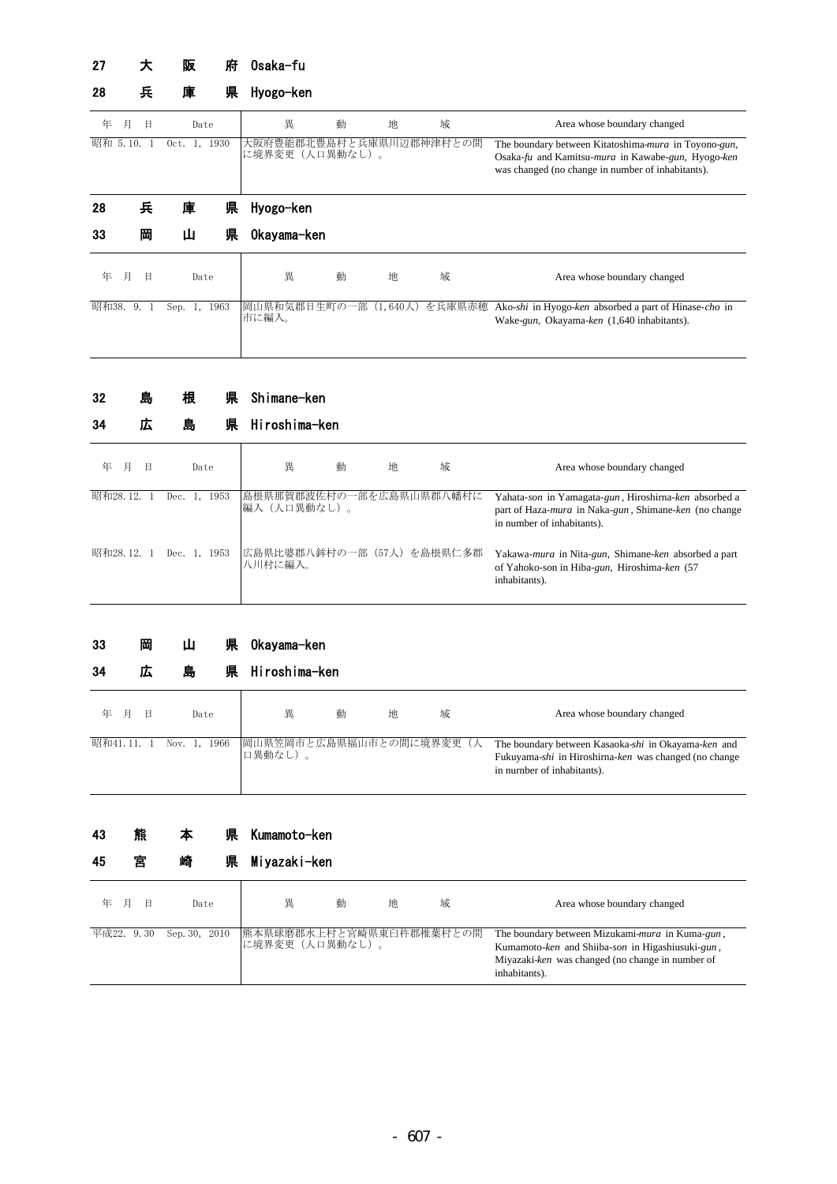## 27 大 阪 府 Osaka-fu

## 28 兵 庫 県 Hyogo-ken

| 年 月 日 | Date | 異 動 地 域 | Area whose boundary changed |
|---|---|---|---|
| 昭和 5.10. 1 | Oct. 1, 1930 | 大阪府豊能郡北豊島村と兵庫県川辺郡神津村との間に境界変更（人口異動なし）。 | The boundary between Kitatoshima-*mura* in Toyono-*gun*, Osaka-*fu* and Kamitsu-*mura* in Kawabe-*gun*, Hyogo-*ken* was changed (no change in number of inhabitants). |

## 28 兵 庫 県 Hyogo-ken

## 33 岡 山 県 Okayama-ken

| 年 月 日 | Date | 異 動 地 域 | Area whose boundary changed |
|---|---|---|---|
| 昭和38. 9. 1 | Sep. 1, 1963 | 岡山県和気郡日生町の一部（1,640人）を兵庫県赤穂市に編入。 | Ako-*shi* in Hyogo-*ken* absorbed a part of Hinase-*cho* in Wake-*gun*, Okayama-*ken* (1,640 inhabitants). |

## 32 島 根 県 Shimane-ken

## 34 広 島 県 Hiroshima-ken

| 年 月 日 | Date | 異 動 地 域 | Area whose boundary changed |
|---|---|---|---|
| 昭和28.12. 1 | Dec. 1, 1953 | 島根県那賀郡波佐村の一部を広島県山県郡八幡村に編入（人口異動なし）。 | Yahata-*son* in Yamagata-*gun*, Hiroshirna-*ken* absorbed a part of Haza-*mura* in Naka-*gun*, Shimane-*ken* (no change in number of inhabitants). |
| 昭和28.12. 1 | Dec. 1, 1953 | 広島県比婆郡八鉾村の一部（57人）を島根県仁多郡八川村に編入。 | Yakawa-*mura* in Nita-*gun*, Shimane-*ken* absorbed a part of Yahoko-son in Hiba-*gun*, Hiroshima-*ken* (57 inhabitants). |

## 33 岡 山 県 Okayama-ken

## 34 広 島 県 Hiroshima-ken

| 年 月 日 | Date | 異 動 地 域 | Area whose boundary changed |
|---|---|---|---|
| 昭和41.11. 1 | Nov. 1, 1966 | 岡山県笠岡市と広島県福山市との間に境界変更（人口異動なし）。 | The boundary between Kasaoka-*shi* in Okayama-*ken* and Fukuyama-*shi* in Hiroshirna-*ken* was changed (no change in nurnber of inhabitants). |

## 43 熊 本 県 Kumamoto-ken

## 45 宮 崎 県 Miyazaki-ken

| 年 月 日 | Date | 異 動 地 域 | Area whose boundary changed |
|---|---|---|---|
| 平成22. 9.30 | Sep.30, 2010 | 熊本県球磨郡水上村と宮崎県東臼杵郡椎葉村との間に境界変更（人口異動なし）。 | The boundary between Mizukami-*mura* in Kuma-*gun*, Kumamoto-*ken* and Shiiba-*son* in Higashiusuki-*gun*, Miyazaki-*ken* was changed (no change in number of inhabitants). |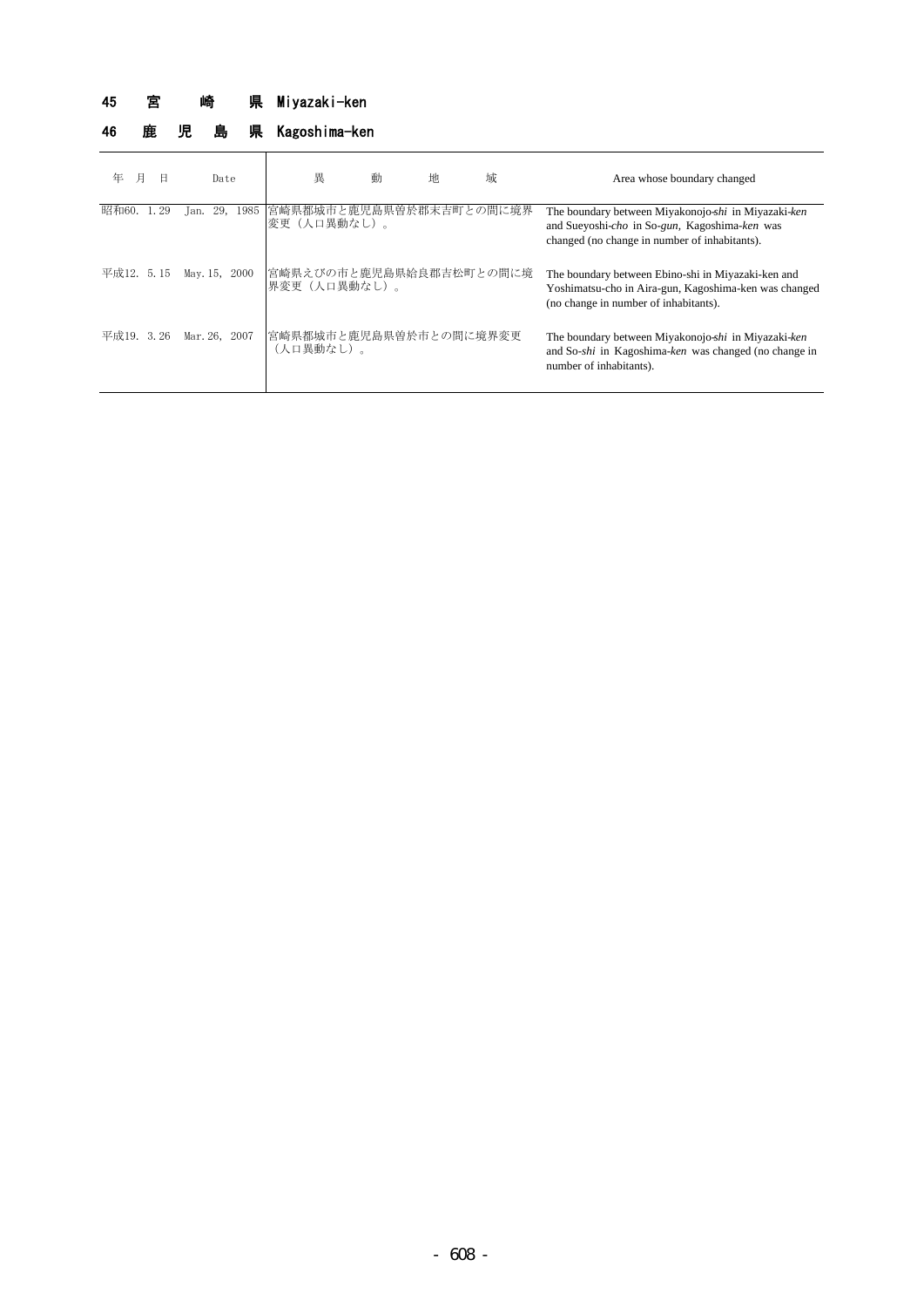## 45　宮　　崎　　県　Miyazaki-ken

## 46　鹿　児　島　県　Kagoshima-ken

| 年　月　日 | Date | 異　　動　　地　　域 | Area whose boundary changed |
|---|---|---|---|
| 昭和60. 1.29 | Jan. 29, 1985 | 宮崎県都城市と鹿児島県曽於郡末吉町との間に境界変更（人口異動なし）。 | The boundary between Miyakonojo-*shi* in Miyazaki-*ken* and Sueyoshi-*cho* in So-*gun*, Kagoshima-*ken* was changed (no change in number of inhabitants). |
| 平成12. 5.15 | May.15, 2000 | 宮崎県えびの市と鹿児島県始良郡吉松町との間に境界変更（人口異動なし）。 | The boundary between Ebino-shi in Miyazaki-ken and Yoshimatsu-cho in Aira-gun, Kagoshima-ken was changed (no change in number of inhabitants). |
| 平成19. 3.26 | Mar.26, 2007 | 宮崎県都城市と鹿児島県曽於市との間に境界変更（人口異動なし）。 | The boundary between Miyakonojo-*shi* in Miyazaki-*ken* and So-*shi* in Kagoshima-*ken* was changed (no change in number of inhabitants). |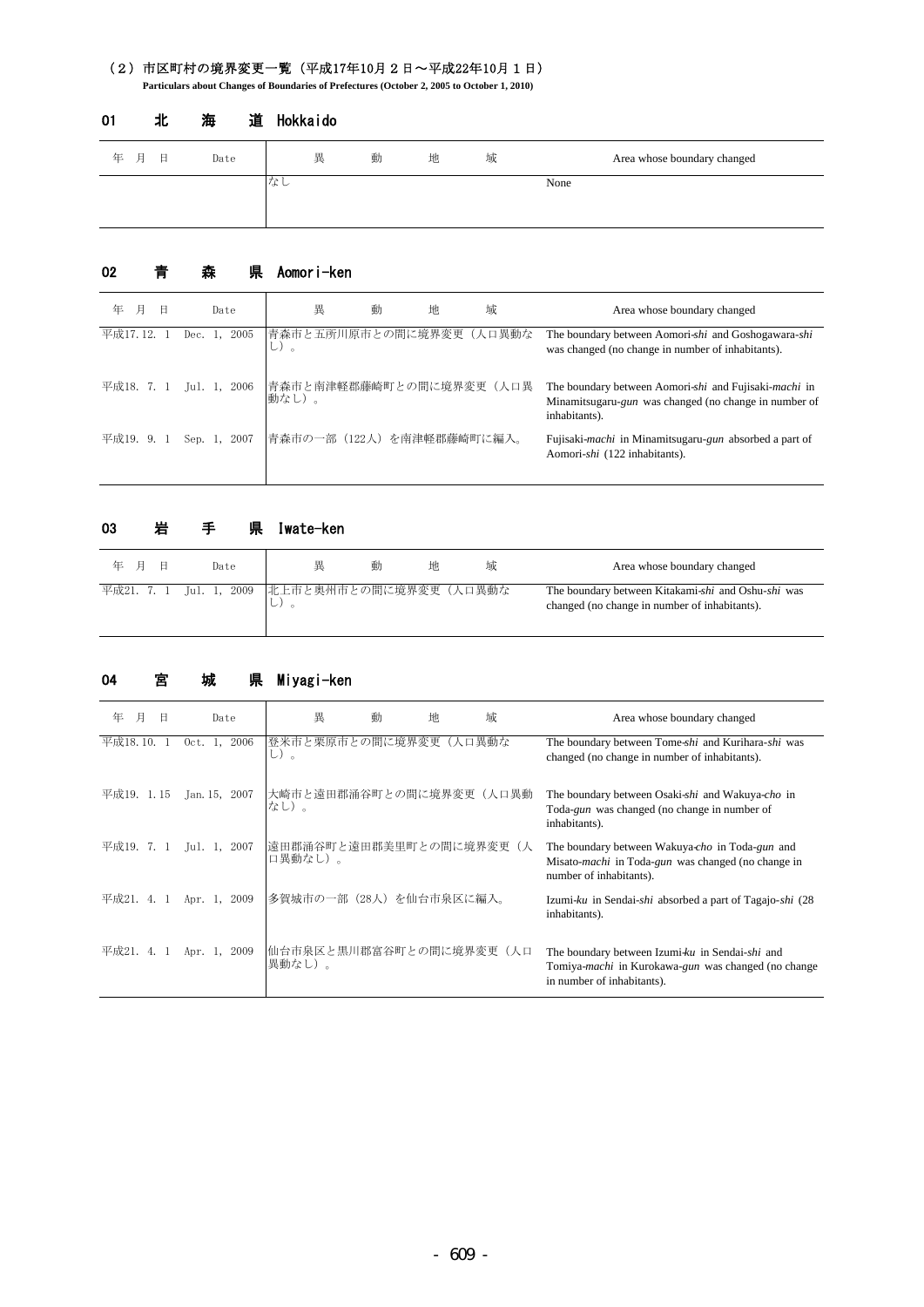## （2）市区町村の境界変更一覧（平成17年10月２日～平成22年10月１日）

**Particulars about Changes of Boundaries of Prefectures (October 2, 2005 to October 1, 2010)**

### 01　北　海　道　Hokkaido

| 年　月　日 | Date | 異　動　地　域 | Area whose boundary changed |
|---|---|---|---|
| | | なし | None |

### 02　青　森　県　Aomori-ken

| 年　月　日 | Date | 異　動　地　域 | Area whose boundary changed |
|---|---|---|---|
| 平成17.12. 1 | Dec. 1, 2005 | 青森市と五所川原市との間に境界変更（人口異動なし）。 | The boundary between Aomori-*shi* and Goshogawara-*shi* was changed (no change in number of inhabitants). |
| 平成18. 7. 1 | Jul. 1, 2006 | 青森市と南津軽郡藤崎町との間に境界変更（人口異動なし）。 | The boundary between Aomori-*shi* and Fujisaki-*machi* in Minamitsugaru-*gun* was changed (no change in number of inhabitants). |
| 平成19. 9. 1 | Sep. 1, 2007 | 青森市の一部（122人）を南津軽郡藤崎町に編入。 | Fujisaki-*machi* in Minamitsugaru-*gun* absorbed a part of Aomori-*shi* (122 inhabitants). |

### 03　岩　手　県　Iwate-ken

| 年　月　日 | Date | 異　動　地　域 | Area whose boundary changed |
|---|---|---|---|
| 平成21. 7. 1 | Jul. 1, 2009 | 北上市と奥州市との間に境界変更（人口異動なし）。 | The boundary between Kitakami-*shi* and Oshu-*shi* was changed (no change in number of inhabitants). |

### 04　宮　城　県　Miyagi-ken

| 年　月　日 | Date | 異　動　地　域 | Area whose boundary changed |
|---|---|---|---|
| 平成18.10. 1 | Oct. 1, 2006 | 登米市と栗原市との間に境界変更（人口異動なし）。 | The boundary between Tome-*shi* and Kurihara-*shi* was changed (no change in number of inhabitants). |
| 平成19. 1.15 | Jan.15, 2007 | 大崎市と遠田郡涌谷町との間に境界変更（人口異動なし）。 | The boundary between Osaki-*shi* and Wakuya-*cho* in Toda-*gun* was changed (no change in number of inhabitants). |
| 平成19. 7. 1 | Jul. 1, 2007 | 遠田郡涌谷町と遠田郡美里町との間に境界変更（人口異動なし）。 | The boundary between Wakuya-*cho* in Toda-*gun* and Misato-*machi* in Toda-*gun* was changed (no change in number of inhabitants). |
| 平成21. 4. 1 | Apr. 1, 2009 | 多賀城市の一部（28人）を仙台市泉区に編入。 | Izumi-*ku* in Sendai-*shi* absorbed a part of Tagajo-*shi* (28 inhabitants). |
| 平成21. 4. 1 | Apr. 1, 2009 | 仙台市泉区と黒川郡富谷町との間に境界変更（人口異動なし）。 | The boundary between Izumi-*ku* in Sendai-*shi* and Tomiya-*machi* in Kurokawa-*gun* was changed (no change in number of inhabitants). |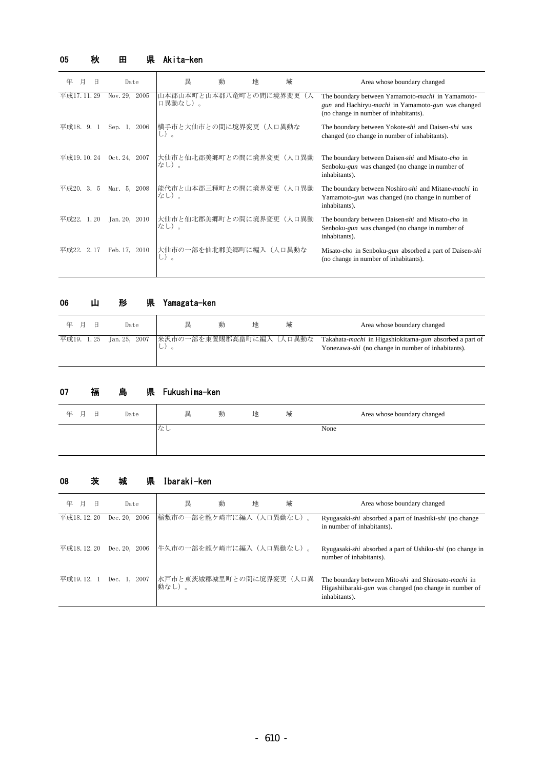## 05　秋　田　県　Akita-ken

| 年　月　日 | Date | 異　動　地　域 | Area whose boundary changed |
|---|---|---|---|
| 平成17. 11. 29 | Nov. 29, 2005 | 山本郡山本町と山本郡八竜町との間に境界変更（人口異動なし）。 | The boundary between Yamamoto-*machi* in Yamamoto-*gun* and Hachiryu-*machi* in Yamamoto-*gun* was changed (no change in number of inhabitants). |
| 平成18. 9. 1 | Sep. 1, 2006 | 横手市と大仙市との間に境界変更（人口異動なし）。 | The boundary between Yokote-*shi* and Daisen-*shi* was changed (no change in number of inhabitants). |
| 平成19. 10. 24 | Oct. 24, 2007 | 大仙市と仙北郡美郷町との間に境界変更（人口異動なし）。 | The boundary between Daisen-*shi* and Misato-*cho* in Senboku-*gun* was changed (no change in number of inhabitants). |
| 平成20. 3. 5 | Mar. 5, 2008 | 能代市と山本郡三種町との間に境界変更（人口異動なし）。 | The boundary between Noshiro-*shi* and Mitane-*machi* in Yamamoto-*gun* was changed (no change in number of inhabitants). |
| 平成22. 1. 20 | Jan. 20, 2010 | 大仙市と仙北郡美郷町との間に境界変更（人口異動なし）。 | The boundary between Daisen-*shi* and Misato-*cho* in Senboku-*gun* was changed (no change in number of inhabitants). |
| 平成22. 2. 17 | Feb. 17, 2010 | 大仙市の一部を仙北郡美郷町に編入（人口異動なし）。 | Misato-*cho* in Senboku-*gun* absorbed a part of Daisen-*shi* (no change in number of inhabitants). |

## 06　山　形　県　Yamagata-ken

| 年　月　日 | Date | 異　動　地　域 | Area whose boundary changed |
|---|---|---|---|
| 平成19. 1. 25 | Jan. 25, 2007 | 米沢市の一部を東置賜郡高畠町に編入（人口異動なし）。 | Takahata-*machi* in Higashiokitama-*gun* absorbed a part of Yonezawa-*shi* (no change in number of inhabitants). |

## 07　福　島　県　Fukushima-ken

| 年　月　日 | Date | 異　動　地　域 | Area whose boundary changed |
|---|---|---|---|
| | | なし | None |

## 08　茨　城　県　Ibaraki-ken

| 年　月　日 | Date | 異　動　地　域 | Area whose boundary changed |
|---|---|---|---|
| 平成18. 12. 20 | Dec. 20, 2006 | 稲敷市の一部を龍ケ崎市に編入（人口異動なし）。 | Ryugasaki-*shi* absorbed a part of Inashiki-*shi* (no change in number of inhabitants). |
| 平成18. 12. 20 | Dec. 20, 2006 | 牛久市の一部を龍ケ崎市に編入（人口異動なし）。 | Ryugasaki-*shi* absorbed a part of Ushiku-*shi* (no change in number of inhabitants). |
| 平成19. 12. 1 | Dec. 1, 2007 | 水戸市と東茨城郡城里町との間に境界変更（人口異動なし）。 | The boundary between Mito-*shi* and Shirosato-*machi* in Higashiibaraki-*gun* was changed (no change in number of inhabitants). |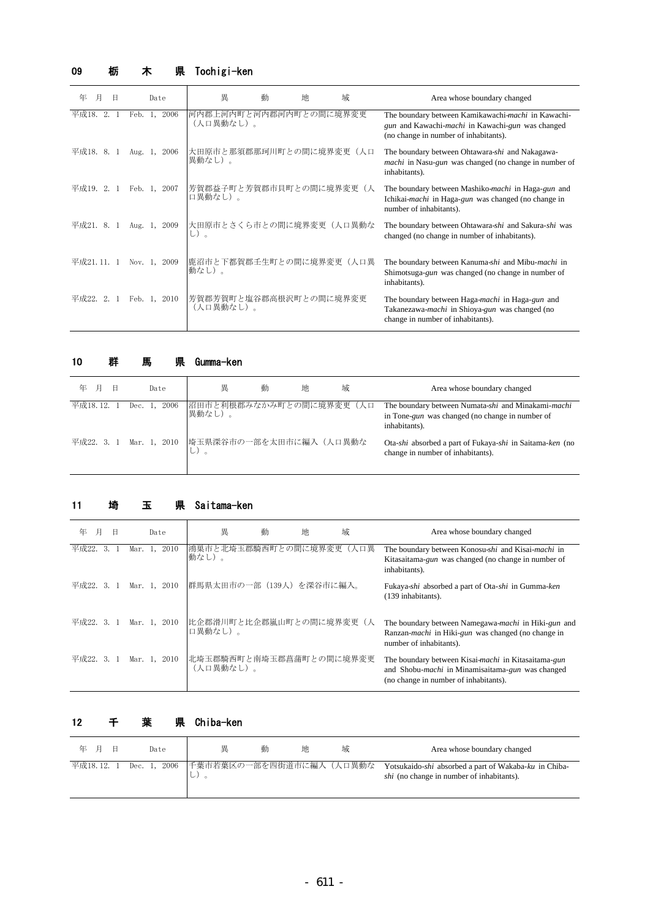## 09　栃　木　県　Tochigi-ken

| 年　月　日 | Date | 異　動　地　域 | Area whose boundary changed |
|---|---|---|---|
| 平成18. 2. 1 | Feb. 1, 2006 | 河内郡上河内町と河内郡河内町との間に境界変更（人口異動なし）。 | The boundary between Kamikawachi-*machi* in Kawachi-*gun* and Kawachi-*machi* in Kawachi-*gun* was changed (no change in number of inhabitants). |
| 平成18. 8. 1 | Aug. 1, 2006 | 大田原市と那須郡那珂川町との間に境界変更（人口異動なし）。 | The boundary between Ohtawara-*shi* and Nakagawa-*machi* in Nasu-*gun* was changed (no change in number of inhabitants). |
| 平成19. 2. 1 | Feb. 1, 2007 | 芳賀郡益子町と芳賀郡市貝町との間に境界変更（人口異動なし）。 | The boundary between Mashiko-*machi* in Haga-*gun* and Ichikai-*machi* in Haga-*gun* was changed (no change in number of inhabitants). |
| 平成21. 8. 1 | Aug. 1, 2009 | 大田原市とさくら市との間に境界変更（人口異動なし）。 | The boundary between Ohtawara-*shi* and Sakura-*shi* was changed (no change in number of inhabitants). |
| 平成21.11. 1 | Nov. 1, 2009 | 鹿沼市と下都賀郡壬生町との間に境界変更（人口異動なし）。 | The boundary between Kanuma-*shi* and Mibu-*machi* in Shimotsuga-*gun* was changed (no change in number of inhabitants). |
| 平成22. 2. 1 | Feb. 1, 2010 | 芳賀郡芳賀町と塩谷郡高根沢町との間に境界変更（人口異動なし）。 | The boundary between Haga-*machi* in Haga-*gun* and Takanezawa-*machi* in Shioya-*gun* was changed (no change in number of inhabitants). |

## 10　群　馬　県　Gumma-ken

| 年　月　日 | Date | 異　動　地　域 | Area whose boundary changed |
|---|---|---|---|
| 平成18.12. 1 | Dec. 1, 2006 | 沼田市と利根郡みなかみ町との間に境界変更（人口異動なし）。 | The boundary between Numata-*shi* and Minakami-*machi* in Tone-*gun* was changed (no change in number of inhabitants). |
| 平成22. 3. 1 | Mar. 1, 2010 | 埼玉県深谷市の一部を太田市に編入（人口異動なし）。 | Ota-*shi* absorbed a part of Fukaya-*shi* in Saitama-*ken* (no change in number of inhabitants). |

## 11　埼　玉　県　Saitama-ken

| 年　月　日 | Date | 異　動　地　域 | Area whose boundary changed |
|---|---|---|---|
| 平成22. 3. 1 | Mar. 1, 2010 | 鴻巣市と北埼玉郡騎西町との間に境界変更（人口異動なし）。 | The boundary between Konosu-*shi* and Kisai-*machi* in Kitasaitama-*gun* was changed (no change in number of inhabitants). |
| 平成22. 3. 1 | Mar. 1, 2010 | 群馬県太田市の一部（139人）を深谷市に編入。 | Fukaya-*shi* absorbed a part of Ota-*shi* in Gumma-*ken* (139 inhabitants). |
| 平成22. 3. 1 | Mar. 1, 2010 | 比企郡滑川町と比企郡嵐山町との間に境界変更（人口異動なし）。 | The boundary between Namegawa-*machi* in Hiki-*gun* and Ranzan-*machi* in Hiki-*gun* was changed (no change in number of inhabitants). |
| 平成22. 3. 1 | Mar. 1, 2010 | 北埼玉郡騎西町と南埼玉郡菖蒲町との間に境界変更（人口異動なし）。 | The boundary between Kisai-*machi* in Kitasaitama-*gun* and Shobu-*machi* in Minamisaitama-*gun* was changed (no change in number of inhabitants). |

## 12　千　葉　県　Chiba-ken

| 年　月　日 | Date | 異　動　地　域 | Area whose boundary changed |
|---|---|---|---|
| 平成18.12. 1 | Dec. 1, 2006 | 千葉市若葉区の一部を四街道市に編入（人口異動なし）。 | Yotsukaido-*shi* absorbed a part of Wakaba-*ku* in Chiba-*shi* (no change in number of inhabitants). |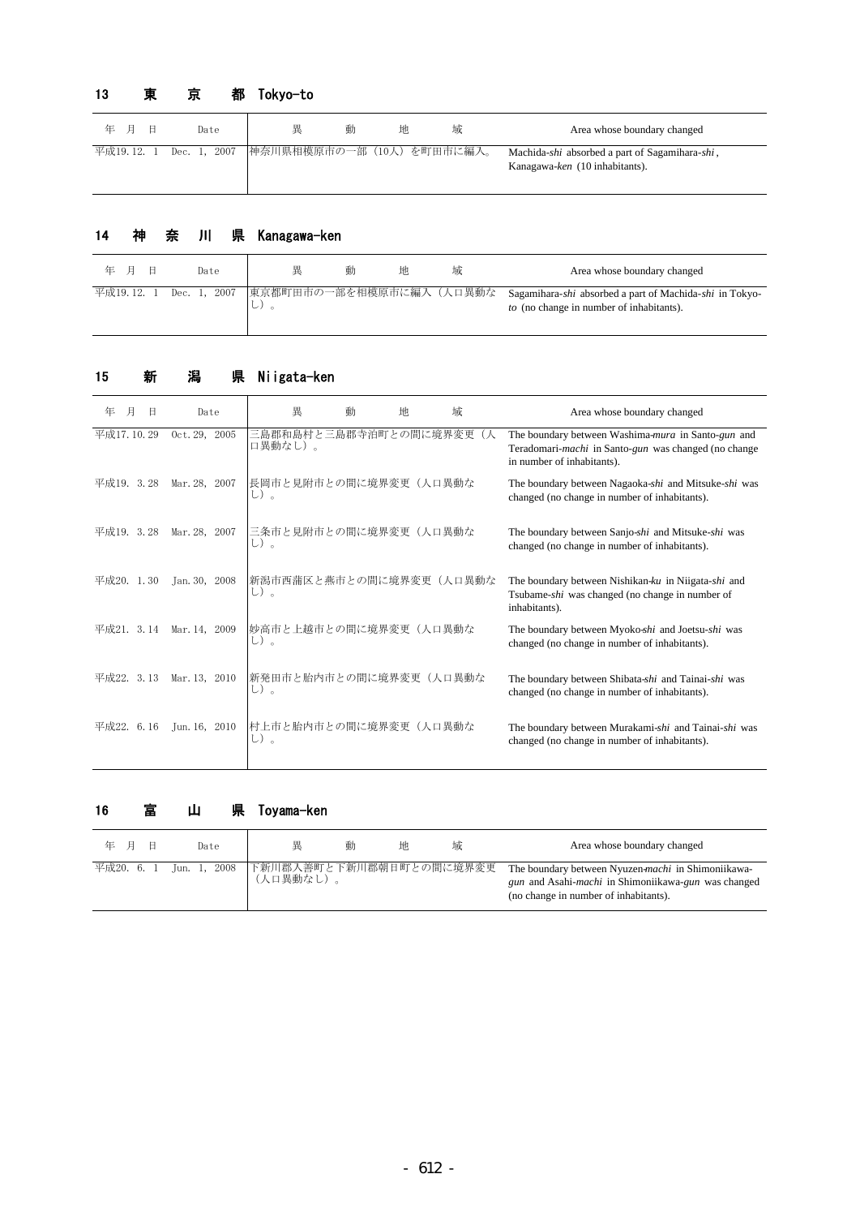## 13　東　京　都　Tokyo-to

| 年 月 日 | Date | 異　動　地　域 | Area whose boundary changed |
|---|---|---|---|
| 平成19. 12. 1 | Dec. 1, 2007 | 神奈川県相模原市の一部（10人）を町田市に編入。 | Machida-*shi* absorbed a part of Sagamihara-*shi*, Kanagawa-*ken* (10 inhabitants). |

## 14　神　奈　川　県　Kanagawa-ken

| 年 月 日 | Date | 異　動　地　域 | Area whose boundary changed |
|---|---|---|---|
| 平成19. 12. 1 | Dec. 1, 2007 | 東京都町田市の一部を相模原市に編入（人口異動なし）。 | Sagamihara-*shi* absorbed a part of Machida-*shi* in Tokyo-*to* (no change in number of inhabitants). |

## 15　新　潟　県　Niigata-ken

| 年 月 日 | Date | 異　動　地　域 | Area whose boundary changed |
|---|---|---|---|
| 平成17. 10. 29 | Oct. 29, 2005 | 三島郡和島村と三島郡寺泊町との間に境界変更（人口異動なし）。 | The boundary between Washima-*mura* in Santo-*gun* and Teradomari-*machi* in Santo-*gun* was changed (no change in number of inhabitants). |
| 平成19. 3. 28 | Mar. 28, 2007 | 長岡市と見附市との間に境界変更（人口異動なし）。 | The boundary between Nagaoka-*shi* and Mitsuke-*shi* was changed (no change in number of inhabitants). |
| 平成19. 3. 28 | Mar. 28, 2007 | 三条市と見附市との間に境界変更（人口異動なし）。 | The boundary between Sanjo-*shi* and Mitsuke-*shi* was changed (no change in number of inhabitants). |
| 平成20. 1. 30 | Jan. 30, 2008 | 新潟市西蒲区と燕市との間に境界変更（人口異動なし）。 | The boundary between Nishikan-*ku* in Niigata-*shi* and Tsubame-*shi* was changed (no change in number of inhabitants). |
| 平成21. 3. 14 | Mar. 14, 2009 | 妙高市と上越市との間に境界変更（人口異動なし）。 | The boundary between Myoko-*shi* and Joetsu-*shi* was changed (no change in number of inhabitants). |
| 平成22. 3. 13 | Mar. 13, 2010 | 新発田市と胎内市との間に境界変更（人口異動なし）。 | The boundary between Shibata-*shi* and Tainai-*shi* was changed (no change in number of inhabitants). |
| 平成22. 6. 16 | Jun. 16, 2010 | 村上市と胎内市との間に境界変更（人口異動なし）。 | The boundary between Murakami-*shi* and Tainai-*shi* was changed (no change in number of inhabitants). |

## 16　富　山　県　Toyama-ken

| 年 月 日 | Date | 異　動　地　域 | Area whose boundary changed |
|---|---|---|---|
| 平成20. 6. 1 | Jun. 1, 2008 | 下新川郡入善町と下新川郡朝日町との間に境界変更（人口異動なし）。 | The boundary between Nyuzen-*machi* in Shimoniikawa-*gun* and Asahi-*machi* in Shimoniikawa-*gun* was changed (no change in number of inhabitants). |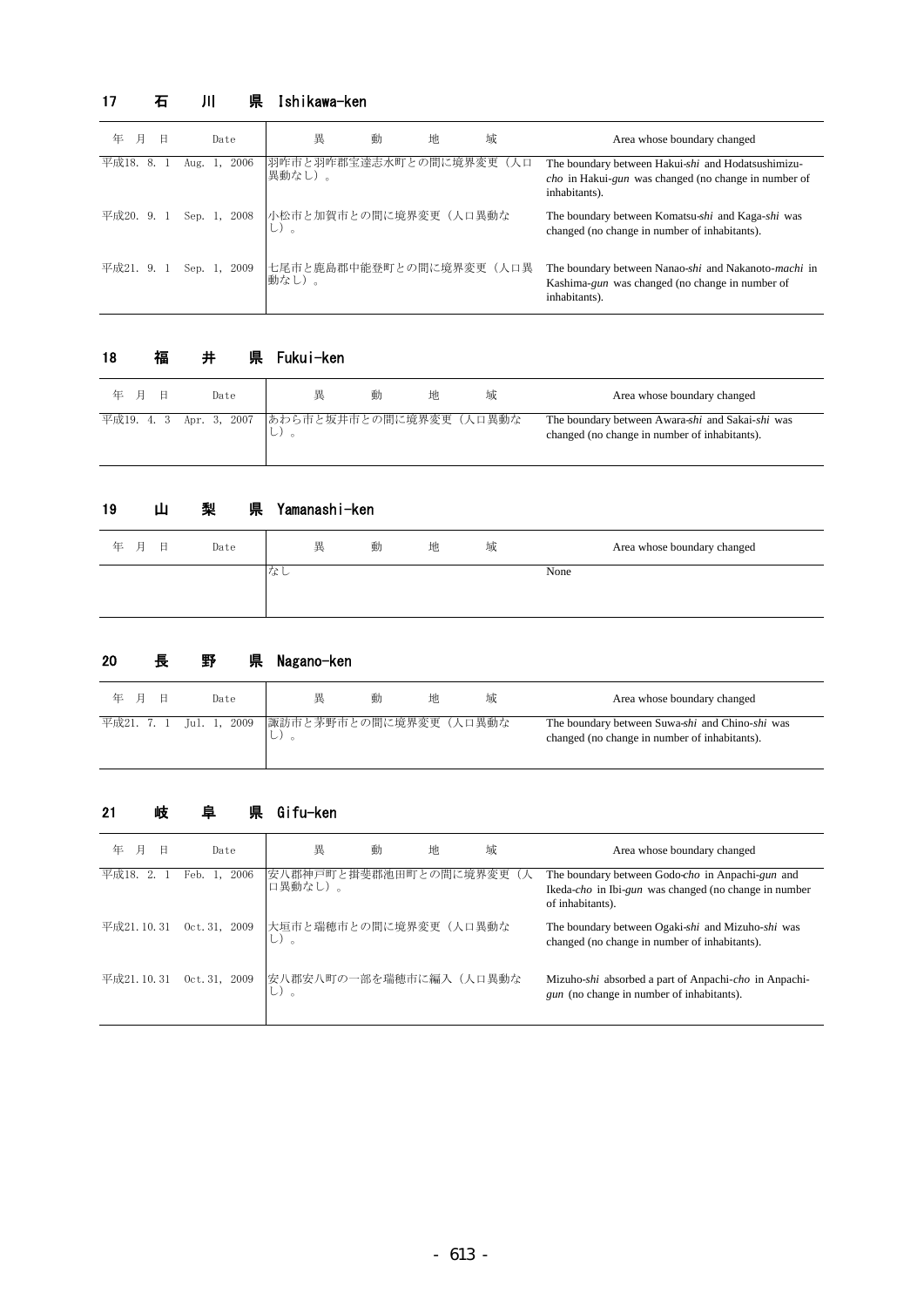## 17　石　川　県　Ishikawa-ken

| 年　月　日 | Date | 異　動　地　域 | Area whose boundary changed |
|---|---|---|---|
| 平成18. 8. 1 | Aug. 1, 2006 | 羽咋市と羽咋郡宝達志水町との間に境界変更（人口異動なし）。 | The boundary between Hakui-*shi* and Hodatsushimizu-*cho* in Hakui-*gun* was changed (no change in number of inhabitants). |
| 平成20. 9. 1 | Sep. 1, 2008 | 小松市と加賀市との間に境界変更（人口異動なし）。 | The boundary between Komatsu-*shi* and Kaga-*shi* was changed (no change in number of inhabitants). |
| 平成21. 9. 1 | Sep. 1, 2009 | 七尾市と鹿島郡中能登町との間に境界変更（人口異動なし）。 | The boundary between Nanao-*shi* and Nakanoto-*machi* in Kashima-*gun* was changed (no change in number of inhabitants). |

## 18　福　井　県　Fukui-ken

| 年　月　日 | Date | 異　動　地　域 | Area whose boundary changed |
|---|---|---|---|
| 平成19. 4. 3 | Apr. 3, 2007 | あわら市と坂井市との間に境界変更（人口異動なし）。 | The boundary between Awara-*shi* and Sakai-*shi* was changed (no change in number of inhabitants). |

## 19　山　梨　県　Yamanashi-ken

| 年　月　日 | Date | 異　動　地　域 | Area whose boundary changed |
|---|---|---|---|
| | | なし | None |

## 20　長　野　県　Nagano-ken

| 年　月　日 | Date | 異　動　地　域 | Area whose boundary changed |
|---|---|---|---|
| 平成21. 7. 1 | Jul. 1, 2009 | 諏訪市と茅野市との間に境界変更（人口異動なし）。 | The boundary between Suwa-*shi* and Chino-*shi* was changed (no change in number of inhabitants). |

## 21　岐　阜　県　Gifu-ken

| 年　月　日 | Date | 異　動　地　域 | Area whose boundary changed |
|---|---|---|---|
| 平成18. 2. 1 | Feb. 1, 2006 | 安八郡神戸町と揖斐郡池田町との間に境界変更（人口異動なし）。 | The boundary between Godo-*cho* in Anpachi-*gun* and Ikeda-*cho* in Ibi-*gun* was changed (no change in number of inhabitants). |
| 平成21.10.31 | Oct.31, 2009 | 大垣市と瑞穂市との間に境界変更（人口異動なし）。 | The boundary between Ogaki-*shi* and Mizuho-*shi* was changed (no change in number of inhabitants). |
| 平成21.10.31 | Oct.31, 2009 | 安八郡安八町の一部を瑞穂市に編入（人口異動なし）。 | Mizuho-*shi* absorbed a part of Anpachi-*cho* in Anpachi-*gun* (no change in number of inhabitants). |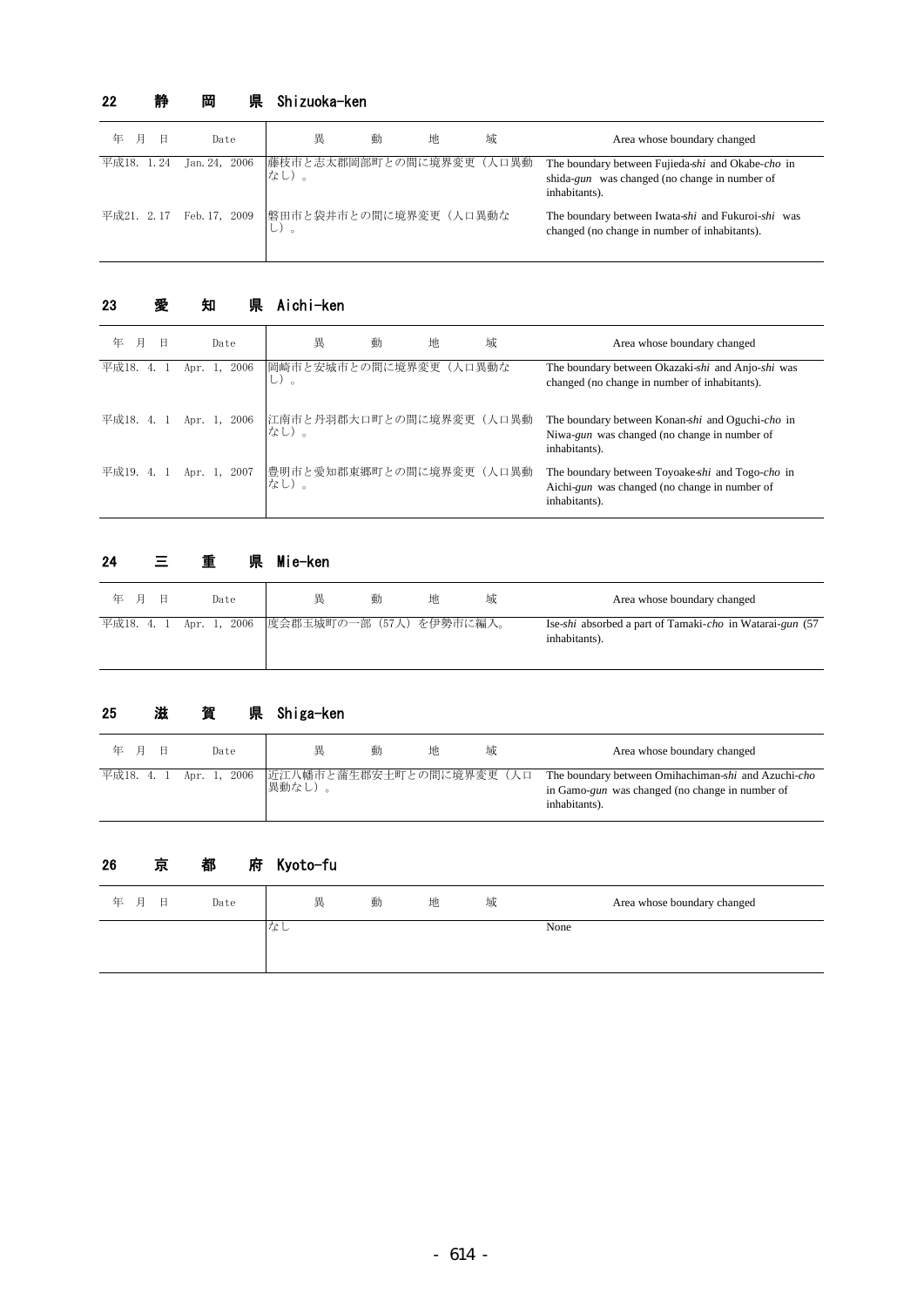## 22 静 岡 県 Shizuoka-ken

| 年 月 日 | Date | 異 動 地 域 | Area whose boundary changed |
|---|---|---|---|
| 平成18. 1.24 | Jan.24, 2006 | 藤枝市と志太郡岡部町との間に境界変更（人口異動なし）。 | The boundary between Fujieda-*shi* and Okabe-*cho* in shida-*gun* was changed (no change in number of inhabitants). |
| 平成21. 2.17 | Feb.17, 2009 | 磐田市と袋井市との間に境界変更（人口異動なし）。 | The boundary between Iwata-*shi* and Fukuroi-*shi* was changed (no change in number of inhabitants). |

## 23 愛 知 県 Aichi-ken

| 年 月 日 | Date | 異 動 地 域 | Area whose boundary changed |
|---|---|---|---|
| 平成18. 4. 1 | Apr. 1, 2006 | 岡崎市と安城市との間に境界変更（人口異動なし）。 | The boundary between Okazaki-*shi* and Anjo-*shi* was changed (no change in number of inhabitants). |
| 平成18. 4. 1 | Apr. 1, 2006 | 江南市と丹羽郡大口町との間に境界変更（人口異動なし）。 | The boundary between Konan-*shi* and Oguchi-*cho* in Niwa-*gun* was changed (no change in number of inhabitants). |
| 平成19. 4. 1 | Apr. 1, 2007 | 豊明市と愛知郡東郷町との間に境界変更（人口異動なし）。 | The boundary between Toyoake-*shi* and Togo-*cho* in Aichi-*gun* was changed (no change in number of inhabitants). |

## 24 三 重 県 Mie-ken

| 年 月 日 | Date | 異 動 地 域 | Area whose boundary changed |
|---|---|---|---|
| 平成18. 4. 1 | Apr. 1, 2006 | 度会郡玉城町の一部（57人）を伊勢市に編入。 | Ise-*shi* absorbed a part of Tamaki-*cho* in Watarai-*gun* (57 inhabitants). |

## 25 滋 賀 県 Shiga-ken

| 年 月 日 | Date | 異 動 地 域 | Area whose boundary changed |
|---|---|---|---|
| 平成18. 4. 1 | Apr. 1, 2006 | 近江八幡市と蒲生郡安土町との間に境界変更（人口異動なし）。 | The boundary between Omihachiman-*shi* and Azuchi-*cho* in Gamo-*gun* was changed (no change in number of inhabitants). |

## 26 京 都 府 Kyoto-fu

| 年 月 日 | Date | 異 動 地 域 | Area whose boundary changed |
|---|---|---|---|
| | | なし | None |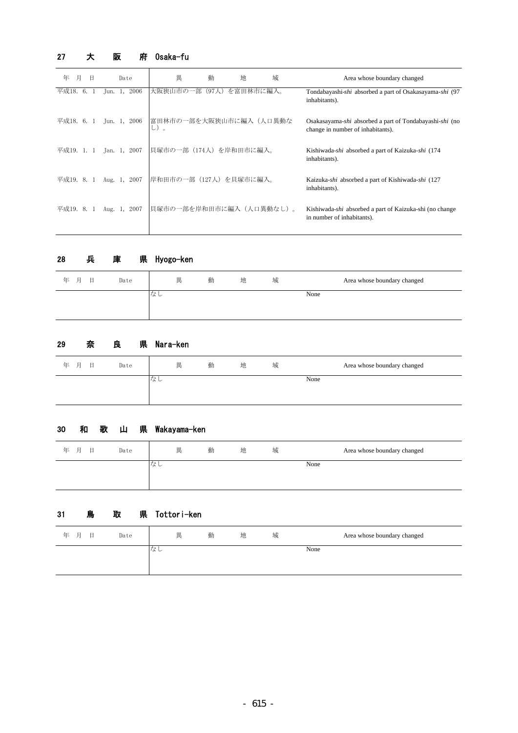## 27　大　阪　府　Osaka-fu

| 年　月　日 | Date | 異　動　地　域 | Area whose boundary changed |
|---|---|---|---|
| 平成18. 6. 1 | Jun. 1, 2006 | 大阪狭山市の一部（97人）を富田林市に編入。 | Tondabayashi-*shi* absorbed a part of Osakasayama-*shi* (97 inhabitants). |
| 平成18. 6. 1 | Jun. 1, 2006 | 富田林市の一部を大阪狭山市に編入（人口異動なし）。 | Osakasayama-*shi* absorbed a part of Tondabayashi-*shi* (no change in number of inhabitants). |
| 平成19. 1. 1 | Jan. 1, 2007 | 貝塚市の一部（174人）を岸和田市に編入。 | Kishiwada-*shi* absorbed a part of Kaizuka-*shi* (174 inhabitants). |
| 平成19. 8. 1 | Aug. 1, 2007 | 岸和田市の一部（127人）を貝塚市に編入。 | Kaizuka-*shi* absorbed a part of Kishiwada-*shi* (127 inhabitants). |
| 平成19. 8. 1 | Aug. 1, 2007 | 貝塚市の一部を岸和田市に編入（人口異動なし）。 | Kishiwada-*shi* absorbed a part of Kaizuka-shi (no change in number of inhabitants). |

## 28　兵　庫　県　Hyogo-ken

| 年　月　日 | Date | 異　動　地　域 | Area whose boundary changed |
|---|---|---|---|
| | | なし | None |

## 29　奈　良　県　Nara-ken

| 年　月　日 | Date | 異　動　地　域 | Area whose boundary changed |
|---|---|---|---|
| | | なし | None |

## 30　和　歌　山　県　Wakayama-ken

| 年　月　日 | Date | 異　動　地　域 | Area whose boundary changed |
|---|---|---|---|
| | | なし | None |

## 31　鳥　取　県　Tottori-ken

| 年　月　日 | Date | 異　動　地　域 | Area whose boundary changed |
|---|---|---|---|
| | | なし | None |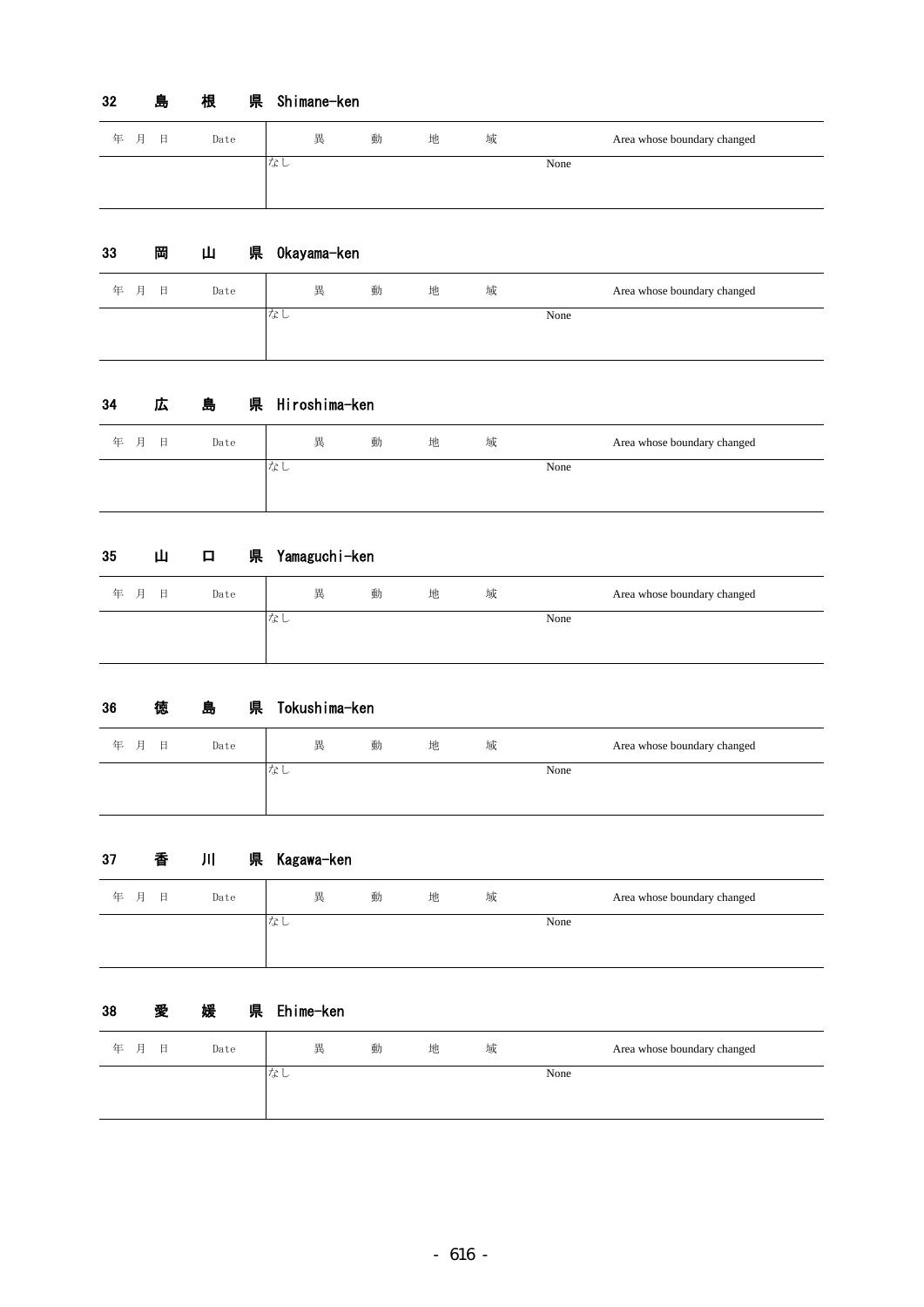## 32 島 根 県 Shimane-ken

| 年 月 日 | Date | 異 動 地 域 | Area whose boundary changed |
|---|---|---|---|
| | | なし | None |

## 33 岡 山 県 Okayama-ken

| 年 月 日 | Date | 異 動 地 域 | Area whose boundary changed |
|---|---|---|---|
| | | なし | None |

## 34 広 島 県 Hiroshima-ken

| 年 月 日 | Date | 異 動 地 域 | Area whose boundary changed |
|---|---|---|---|
| | | なし | None |

## 35 山 口 県 Yamaguchi-ken

| 年 月 日 | Date | 異 動 地 域 | Area whose boundary changed |
|---|---|---|---|
| | | なし | None |

## 36 徳 島 県 Tokushima-ken

| 年 月 日 | Date | 異 動 地 域 | Area whose boundary changed |
|---|---|---|---|
| | | なし | None |

## 37 香 川 県 Kagawa-ken

| 年 月 日 | Date | 異 動 地 域 | Area whose boundary changed |
|---|---|---|---|
| | | なし | None |

## 38 愛 媛 県 Ehime-ken

| 年 月 日 | Date | 異 動 地 域 | Area whose boundary changed |
|---|---|---|---|
| | | なし | None |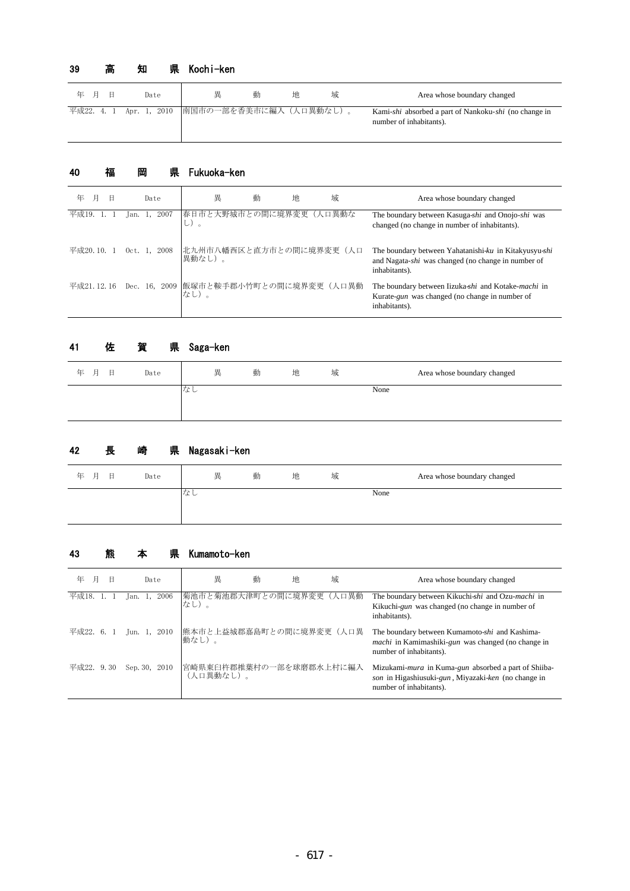## 39 高 知 県 Kochi-ken

| 年 月 日 | Date | 異 動 地 域 | Area whose boundary changed |
|---|---|---|---|
| 平成22. 4. 1 | Apr. 1, 2010 | 南国市の一部を香美市に編入（人口異動なし）。 | Kami-*shi* absorbed a part of Nankoku-*shi* (no change in number of inhabitants). |

## 40 福 岡 県 Fukuoka-ken

| 年 月 日 | Date | 異 動 地 域 | Area whose boundary changed |
|---|---|---|---|
| 平成19. 1. 1 | Jan. 1, 2007 | 春日市と大野城市との間に境界変更（人口異動なし）。 | The boundary between Kasuga-*shi* and Onojo-*shi* was changed (no change in number of inhabitants). |
| 平成20.10. 1 | Oct. 1, 2008 | 北九州市八幡西区と直方市との間に境界変更（人口異動なし）。 | The boundary between Yahatanishi-*ku* in Kitakyusyu-*shi* and Nagata-*shi* was changed (no change in number of inhabitants). |
| 平成21.12.16 | Dec. 16, 2009 | 飯塚市と鞍手郡小竹町との間に境界変更（人口異動なし）。 | The boundary between Iizuka-*shi* and Kotake-*machi* in Kurate-*gun* was changed (no change in number of inhabitants). |

## 41 佐 賀 県 Saga-ken

| 年 月 日 | Date | 異 動 地 域 | Area whose boundary changed |
|---|---|---|---|
| | | なし | None |

## 42 長 崎 県 Nagasaki-ken

| 年 月 日 | Date | 異 動 地 域 | Area whose boundary changed |
|---|---|---|---|
| | | なし | None |

## 43 熊 本 県 Kumamoto-ken

| 年 月 日 | Date | 異 動 地 域 | Area whose boundary changed |
|---|---|---|---|
| 平成18. 1. 1 | Jan. 1, 2006 | 菊池市と菊池郡大津町との間に境界変更（人口異動なし）。 | The boundary between Kikuchi-*shi* and Ozu-*machi* in Kikuchi-*gun* was changed (no change in number of inhabitants). |
| 平成22. 6. 1 | Jun. 1, 2010 | 熊本市と上益城郡嘉島町との間に境界変更（人口異動なし）。 | The boundary between Kumamoto-*shi* and Kashima-*machi* in Kamimashiki-*gun* was changed (no change in number of inhabitants). |
| 平成22. 9.30 | Sep. 30, 2010 | 宮崎県東臼杵郡椎葉村の一部を球磨郡水上村に編入（人口異動なし）。 | Mizukami-*mura* in Kuma-*gun* absorbed a part of Shiiba-*son* in Higashiusuki-*gun* , Miyazaki-*ken* (no change in number of inhabitants). |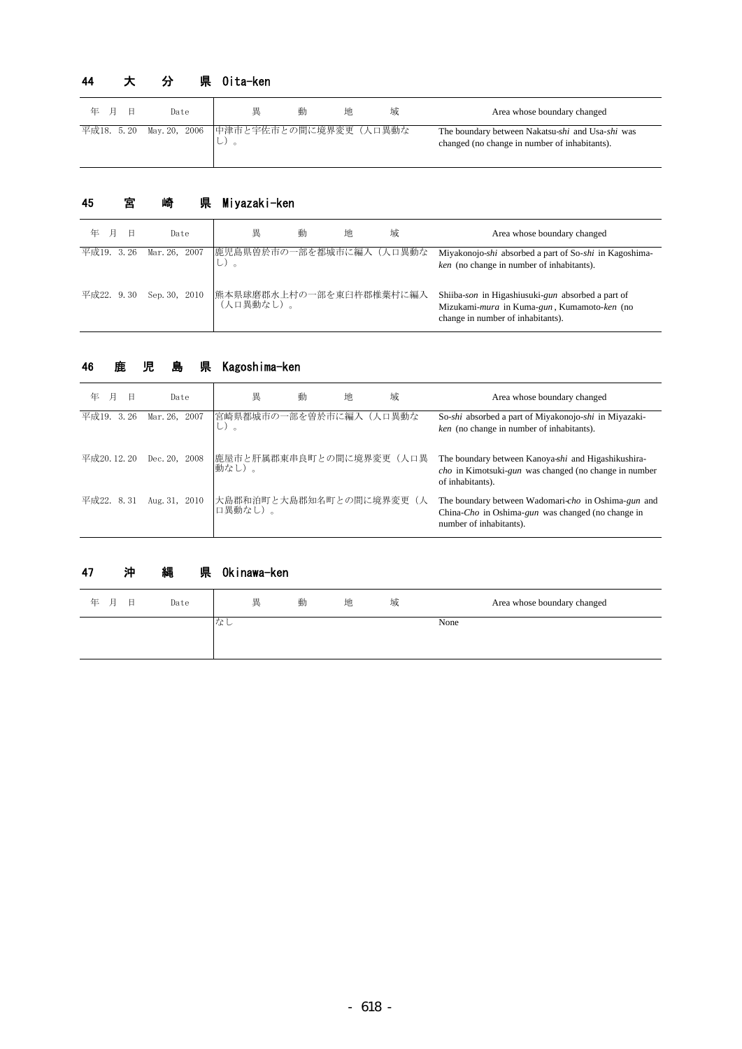## 44　大　分　県　Oita-ken

| 年　月　日 | Date | 異　動　地　域 | Area whose boundary changed |
|---|---|---|---|
| 平成18. 5.20 | May.20, 2006 | 中津市と宇佐市との間に境界変更（人口異動なし）。 | The boundary between Nakatsu-*shi* and Usa-*shi* was changed (no change in number of inhabitants). |

## 45　宮　崎　県　Miyazaki-ken

| 年　月　日 | Date | 異　動　地　域 | Area whose boundary changed |
|---|---|---|---|
| 平成19. 3.26 | Mar.26, 2007 | 鹿児島県曽於市の一部を都城市に編入（人口異動なし）。 | Miyakonojo-*shi* absorbed a part of So-*shi* in Kagoshima-*ken* (no change in number of inhabitants). |
| 平成22. 9.30 | Sep.30, 2010 | 熊本県球磨郡水上村の一部を東臼杵郡椎葉村に編入（人口異動なし）。 | Shiiba-*son* in Higashiusuki-*gun* absorbed a part of Mizukami-*mura* in Kuma-*gun* , Kumamoto-*ken* (no change in number of inhabitants). |

## 46　鹿　児　島　県　Kagoshima-ken

| 年　月　日 | Date | 異　動　地　域 | Area whose boundary changed |
|---|---|---|---|
| 平成19. 3.26 | Mar.26, 2007 | 宮崎県都城市の一部を曽於市に編入（人口異動なし）。 | So-*shi* absorbed a part of Miyakonojo-*shi* in Miyazaki-*ken* (no change in number of inhabitants). |
| 平成20.12.20 | Dec.20, 2008 | 鹿屋市と肝属郡東串良町との間に境界変更（人口異動なし）。 | The boundary between Kanoya-*shi* and Higashikushira-*cho* in Kimotsuki-*gun* was changed (no change in number of inhabitants). |
| 平成22. 8.31 | Aug.31, 2010 | 大島郡和泊町と大島郡知名町との間に境界変更（人口異動なし）。 | The boundary between Wadomari-*cho* in Oshima-*gun* and China-*Cho* in Oshima-*gun* was changed (no change in number of inhabitants). |

## 47　沖　縄　県　Okinawa-ken

| 年　月　日 | Date | 異　動　地　域 | Area whose boundary changed |
|---|---|---|---|
| | | なし | None |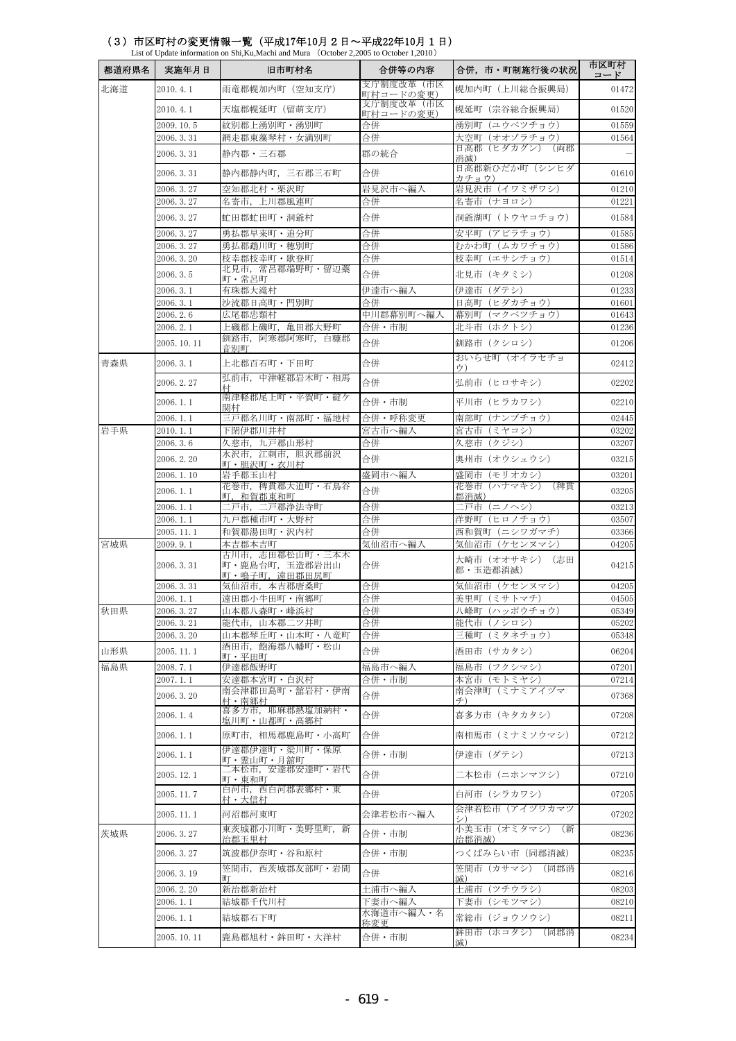## （3）市区町村の変更情報一覧（平成17年10月２日～平成22年10月１日）

List of Update information on Shi,Ku,Machi and Mura （October 2,2005 to October 1,2010）

| 都道府県名 | 実施年月日 | 旧市町村名 | 合併等の内容 | 合併，市・町制施行後の状況 | 市区町村コード |
|---|---|---|---|---|---|
| 北海道 | 2010.4.1 | 雨竜郡幌加内町（空知支庁） | 支庁制度改革（市区町村コードの変更） | 幌加内町（上川総合振興局） | 01472 |
| | 2010.4.1 | 天塩郡幌延町（留萌支庁） | 支庁制度改革（市区町村コードの変更） | 幌延町（宗谷総合振興局） | 01520 |
| | 2009.10.5 | 紋別郡上湧別町・湧別町 | 合併 | 湧別町（ユウベツチョウ） | 01559 |
| | 2006.3.31 | 網走郡東藻琴村・女満別町 | 合併 | 大空町（オオゾラチョウ） | 01564 |
| | 2006.3.31 | 静内郡・三石郡 | 郡の統合 | 日高郡（ヒダカグン）（両郡消滅） | － |
| | 2006.3.31 | 静内郡静内町，三石郡三石町 | 合併 | 日高郡新ひだか町（シンヒダカチョウ） | 01610 |
| | 2006.3.27 | 空知郡北村・栗沢町 | 岩見沢市へ編入 | 岩見沢市（イワミザワシ） | 01210 |
| | 2006.3.27 | 名寄市，上川郡風連町 | 合併 | 名寄市（ナヨロシ） | 01221 |
| | 2006.3.27 | 虻田郡虻田町・洞爺村 | 合併 | 洞爺湖町（トウヤコチョウ） | 01584 |
| | 2006.3.27 | 勇払郡早来町・追分町 | 合併 | 安平町（アビラチョウ） | 01585 |
| | 2006.3.27 | 勇払郡鵡川町・穂別町 | 合併 | むかわ町（ムカワチョウ） | 01586 |
| | 2006.3.20 | 枝幸郡枝幸町・歌登町 | 合併 | 枝幸町（エサシチョウ） | 01514 |
| | 2006.3.5 | 北見市，常呂郡端野町・留辺蘂町・常呂町 | 合併 | 北見市（キタミシ） | 01208 |
| | 2006.3.1 | 有珠郡大滝村 | 伊達市へ編入 | 伊達市（ダテシ） | 01233 |
| | 2006.3.1 | 沙流郡日高町・門別町 | 合併 | 日高町（ヒダカチョウ） | 01601 |
| | 2006.2.6 | 広尾郡忠類村 | 中川郡幕別町へ編入 | 幕別町（マクベツチョウ） | 01643 |
| | 2006.2.1 | 上磯郡上磯町，亀田郡大野町 | 合併・市制 | 北斗市（ホクトシ） | 01236 |
| | 2005.10.11 | 釧路市，阿寒郡阿寒町，白糠郡音別町 | 合併 | 釧路市（クシロシ） | 01206 |
| 青森県 | 2006.3.1 | 上北郡百石町・下田町 | 合併 | おいらせ町（オイラセチョウ） | 02412 |
| | 2006.2.27 | 弘前市，中津軽郡岩木町・相馬村 | 合併 | 弘前市（ヒロサキシ） | 02202 |
| | 2006.1.1 | 南津軽郡尾上町・平賀町・碇ケ関村 | 合併・市制 | 平川市（ヒラカワシ） | 02210 |
| | 2006.1.1 | 三戸郡名川町・南部町・福地村 | 合併・呼称変更 | 南部町（ナンブチョウ） | 02445 |
| 岩手県 | 2010.1.1 | 下閉伊郡川井村 | 宮古市へ編入 | 宮古市（ミヤコシ） | 03202 |
| | 2006.3.6 | 久慈市，九戸郡山形村 | 合併 | 久慈市（クジシ） | 03207 |
| | 2006.2.20 | 水沢市，江刺市，胆沢郡前沢町・胆沢町・衣川村 | 合併 | 奥州市（オウシュウシ） | 03215 |
| | 2006.1.10 | 岩手郡玉山村 | 盛岡市へ編入 | 盛岡市（モリオカシ） | 03201 |
| | 2006.1.1 | 花巻市，稗貫郡大迫町・石鳥谷町，和賀郡東和町 | 合併 | 花巻市（ハナマキシ）（稗貫郡消滅） | 03205 |
| | 2006.1.1 | 二戸市，二戸郡浄法寺町 | 合併 | 二戸市（ニノヘシ） | 03213 |
| | 2006.1.1 | 九戸郡種市町・大野村 | 合併 | 洋野町（ヒロノチョウ） | 03507 |
| | 2005.11.1 | 和賀郡湯田町・沢内村 | 合併 | 西和賀町（ニシワガマチ） | 03366 |
| 宮城県 | 2009.9.1 | 本吉郡本吉町 | 気仙沼市へ編入 | 気仙沼市（ケセンヌマシ） | 04205 |
| | 2006.3.31 | 古川市，志田郡松山町・三本木町・鹿島台町，玉造郡岩出山町・鳴子町，遠田郡田尻町 | 合併 | 大崎市（オオサキシ）（志田郡・玉造郡消滅） | 04215 |
| | 2006.3.31 | 気仙沼市，本吉郡唐桑町 | 合併 | 気仙沼市（ケセンヌマシ） | 04205 |
| | 2006.1.1 | 遠田郡小牛田町・南郷町 | 合併 | 美里町（ミサトマチ） | 04505 |
| 秋田県 | 2006.3.27 | 山本郡八森町・峰浜村 | 合併 | 八峰町（ハッポウチョウ） | 05349 |
| | 2006.3.21 | 能代市，山本郡二ツ井町 | 合併 | 能代市（ノシロシ） | 05202 |
| | 2006.3.20 | 山本郡琴丘町・山本町・八竜町 | 合併 | 三種町（ミタネチョウ） | 05348 |
| 山形県 | 2005.11.1 | 酒田市，飽海郡八幡町・松山町・平田町 | 合併 | 酒田市（サカタシ） | 06204 |
| 福島県 | 2008.7.1 | 伊達郡飯野町 | 福島市へ編入 | 福島市（フクシマシ） | 07201 |
| | 2007.1.1 | 安達郡本宮町・白沢村 | 合併・市制 | 本宮市（モトミヤシ） | 07214 |
| | 2006.3.20 | 南会津郡田島町・舘岩村・伊南村・南郷村 | 合併 | 南会津町（ミナミアイヅマチ） | 07368 |
| | 2006.1.4 | 喜多方市，耶麻郡熱塩加納村・塩川町・山都町・高郷村 | 合併 | 喜多方市（キタカタシ） | 07208 |
| | 2006.1.1 | 原町市，相馬郡鹿島町・小高町 | 合併 | 南相馬市（ミナミソウマシ） | 07212 |
| | 2006.1.1 | 伊達郡伊達町・梁川町・保原町・霊山町・月舘町 | 合併・市制 | 伊達市（ダテシ） | 07213 |
| | 2005.12.1 | 二本松市，安達郡安達町・岩代町・東和町 | 合併 | 二本松市（ニホンマツシ） | 07210 |
| | 2005.11.7 | 白河市，西白河郡表郷村・東村・大信村 | 合併 | 白河市（シラカワシ） | 07205 |
| | 2005.11.1 | 河沼郡河東町 | 会津若松市へ編入 | 会津若松市（アイヅワカマツシ） | 07202 |
| 茨城県 | 2006.3.27 | 東茨城郡小川町・美野里町，新治郡玉里村 | 合併・市制 | 小美玉市（オミタマシ）（新治郡消滅） | 08236 |
| | 2006.3.27 | 筑波郡伊奈町・谷和原村 | 合併・市制 | つくばみらい市（同郡消滅） | 08235 |
| | 2006.3.19 | 笠間市，西茨城郡友部町・岩間町 | 合併 | 笠間市（カサマシ）（同郡消滅） | 08216 |
| | 2006.2.20 | 新治郡新治村 | 土浦市へ編入 | 土浦市（ツチウラシ） | 08203 |
| | 2006.1.1 | 結城郡千代川村 | 下妻市へ編入 | 下妻市（シモツマシ） | 08210 |
| | 2006.1.1 | 結城郡石下町 | 水海道市へ編入・名称変更 | 常総市（ジョウソウシ） | 08211 |
| | 2005.10.11 | 鹿島郡旭村・鉾田町・大洋村 | 合併・市制 | 鉾田市（ホコタシ）（同郡消滅） | 08234 |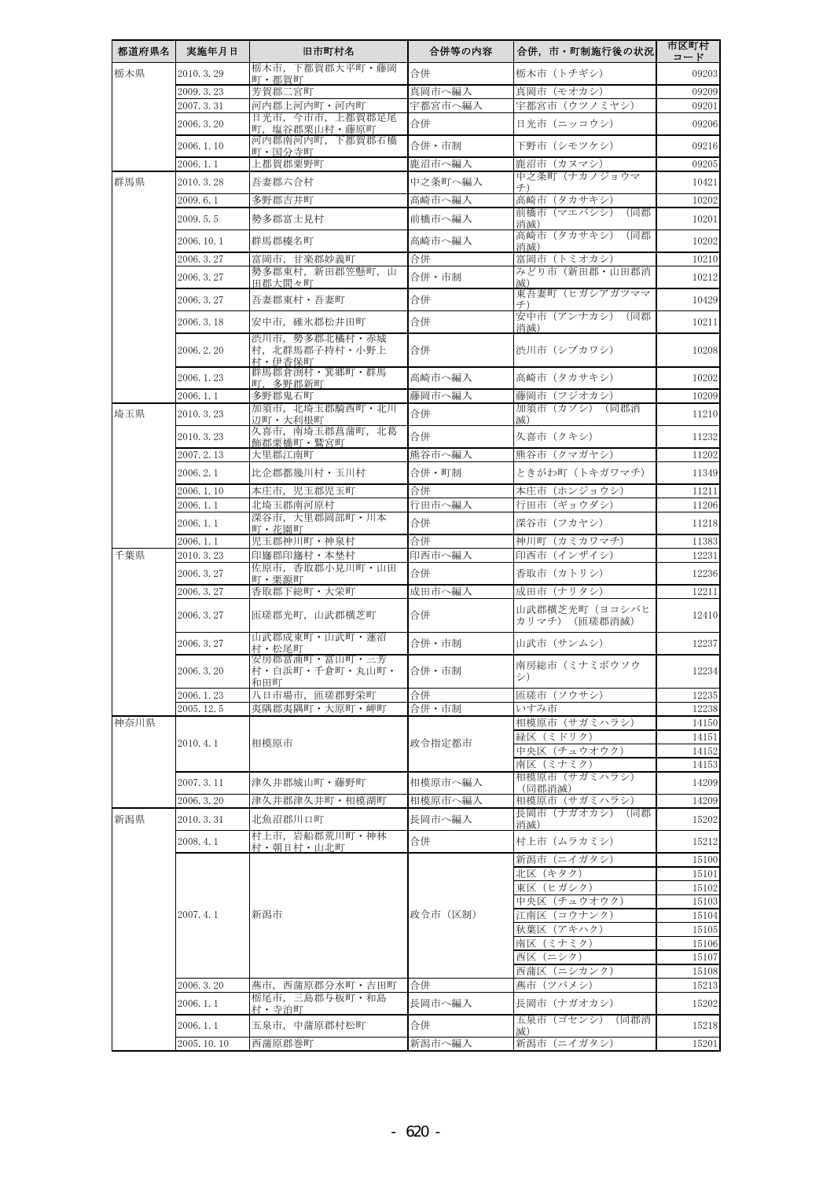| 都道府県名 | 実施年月日 | 旧市町村名 | 合併等の内容 | 合併，市・町制施行後の状況 | 市区町村コード |
|---|---|---|---|---|---|
| 栃木県 | 2010.3.29 | 栃木市，下都賀郡大平町・藤岡町・都賀町 | 合併 | 栃木市（トチギシ） | 09203 |
| | 2009.3.23 | 芳賀郡二宮町 | 真岡市へ編入 | 真岡市（モオカシ） | 09209 |
| | 2007.3.31 | 河内郡上河内町・河内町 | 宇都宮市へ編入 | 宇都宮市（ウツノミヤシ） | 09201 |
| | 2006.3.20 | 日光市，今市市，上都賀郡足尾町，塩谷郡栗山村・藤原町 | 合併 | 日光市（ニッコウシ） | 09206 |
| | 2006.1.10 | 河内郡南河内町，下都賀郡石橋町・国分寺町 | 合併・市制 | 下野市（シモツケシ） | 09216 |
| | 2006.1.1 | 上都賀郡粟野町 | 鹿沼市へ編入 | 鹿沼市（カヌマシ） | 09205 |
| 群馬県 | 2010.3.28 | 吾妻郡六合村 | 中之条町へ編入 | 中之条町（ナカノジョウマチ） | 10421 |
| | 2009.6.1 | 多野郡吉井町 | 高崎市へ編入 | 高崎市（タカサキシ） | 10202 |
| | 2009.5.5 | 勢多郡富士見村 | 前橋市へ編入 | 前橋市（マエバシシ）（同郡消滅） | 10201 |
| | 2006.10.1 | 群馬郡榛名町 | 高崎市へ編入 | 高崎市（タカサキシ）（同郡消滅） | 10202 |
| | 2006.3.27 | 富岡市，甘楽郡妙義町 | 合併 | 富岡市（トミオカシ） | 10210 |
| | 2006.3.27 | 勢多郡東村，新田郡笠懸町，山田郡大間々町 | 合併・市制 | みどり市（新田郡・山田郡消滅） | 10212 |
| | 2006.3.27 | 吾妻郡東村・吾妻町 | 合併 | 東吾妻町（ヒガシアガツママチ） | 10429 |
| | 2006.3.18 | 安中市，碓氷郡松井田町 | 合併 | 安中市（アンナカシ）（同郡消滅） | 10211 |
| | 2006.2.20 | 渋川市，勢多郡北橘村・赤城村，北群馬郡子持村・小野上村・伊香保町 | 合併 | 渋川市（シブカワシ） | 10208 |
| | 2006.1.23 | 群馬郡倉渕村・箕郷町・群馬町，多野郡新町 | 高崎市へ編入 | 高崎市（タカサキシ） | 10202 |
| | 2006.1.1 | 多野郡鬼石町 | 藤岡市へ編入 | 藤岡市（フジオカシ） | 10209 |
| 埼玉県 | 2010.3.23 | 加須市，北埼玉郡騎西町・北川辺町・大利根町 | 合併 | 加須市（カゾシ）（同郡消滅） | 11210 |
| | 2010.3.23 | 久喜市，南埼玉郡菖蒲町，北葛飾郡栗橋町・鷲宮町 | 合併 | 久喜市（クキシ） | 11232 |
| | 2007.2.13 | 大里郡江南町 | 熊谷市へ編入 | 熊谷市（クマガヤシ） | 11202 |
| | 2006.2.1 | 比企郡都幾川村・玉川村 | 合併・町制 | ときがわ町（トキガワマチ） | 11349 |
| | 2006.1.10 | 本庄市，児玉郡児玉町 | 合併 | 本庄市（ホンジョウシ） | 11211 |
| | 2006.1.1 | 北埼玉郡南河原村 | 行田市へ編入 | 行田市（ギョウダシ） | 11206 |
| | 2006.1.1 | 深谷市，大里郡岡部町・川本町・花園町 | 合併 | 深谷市（フカヤシ） | 11218 |
| | 2006.1.1 | 児玉郡神川町・神泉村 | 合併 | 神川町（カミカワマチ） | 11383 |
| 千葉県 | 2010.3.23 | 印旛郡印旛村・本埜村 | 印西市へ編入 | 印西市（インザイシ） | 12231 |
| | 2006.3.27 | 佐原市，香取郡小見川町・山田町・栗源町 | 合併 | 香取市（カトリシ） | 12236 |
| | 2006.3.27 | 香取郡下総町・大栄町 | 成田市へ編入 | 成田市（ナリタシ） | 12211 |
| | 2006.3.27 | 匝瑳郡光町，山武郡横芝町 | 合併 | 山武郡横芝光町（ヨコシバヒカリマチ）（匝瑳郡消滅） | 12410 |
| | 2006.3.27 | 山武郡成東町・山武町・蓮沼村・松尾町 | 合併・市制 | 山武市（サンムシ） | 12237 |
| | 2006.3.20 | 安房郡富浦町・富山町・三芳村・白浜町・千倉町・丸山町・和田町 | 合併・市制 | 南房総市（ミナミボウソウシ） | 12234 |
| | 2006.1.23 | 八日市場市，匝瑳郡野栄町 | 合併 | 匝瑳市（ソウサシ） | 12235 |
| | 2005.12.5 | 夷隅郡夷隅町・大原町・岬町 | 合併・市制 | いすみ市 | 12238 |
| 神奈川県 | 2010.4.1 | 相模原市 | 政令指定都市 | 相模原市（サガミハラシ） | 14150 |
| | | | | 緑区（ミドリク） | 14151 |
| | | | | 中央区（チュウオウク） | 14152 |
| | | | | 南区（ミナミク） | 14153 |
| | 2007.3.11 | 津久井郡城山町・藤野町 | 相模原市へ編入 | 相模原市（サガミハラシ）（同郡消滅） | 14209 |
| | 2006.3.20 | 津久井郡津久井町・相模湖町 | 相模原市へ編入 | 相模原市（サガミハラシ） | 14209 |
| 新潟県 | 2010.3.31 | 北魚沼郡川口町 | 長岡市へ編入 | 長岡市（ナガオカシ）（同郡消滅） | 15202 |
| | 2008.4.1 | 村上市，岩船郡荒川町・神林村・朝日村・山北町 | 合併 | 村上市（ムラカミシ） | 15212 |
| | 2007.4.1 | 新潟市 | 政令市（区制） | 新潟市（ニイガタシ） | 15100 |
| | | | | 北区（キタク） | 15101 |
| | | | | 東区（ヒガシク） | 15102 |
| | | | | 中央区（チュウオウク） | 15103 |
| | | | | 江南区（コウナンク） | 15104 |
| | | | | 秋葉区（アキハク） | 15105 |
| | | | | 南区（ミナミク） | 15106 |
| | | | | 西区（ニシク） | 15107 |
| | | | | 西蒲区（ニシカンク） | 15108 |
| | 2006.3.20 | 燕市，西蒲原郡分水町・吉田町 | 合併 | 燕市（ツバメシ） | 15213 |
| | 2006.1.1 | 栃尾市，三島郡与板町・和島村・寺泊町 | 長岡市へ編入 | 長岡市（ナガオカシ） | 15202 |
| | 2006.1.1 | 五泉市，中蒲原郡村松町 | 合併 | 五泉市（ゴセンシ）（同郡消滅） | 15218 |
| | 2005.10.10 | 西蒲原郡巻町 | 新潟市へ編入 | 新潟市（ニイガタシ） | 15201 |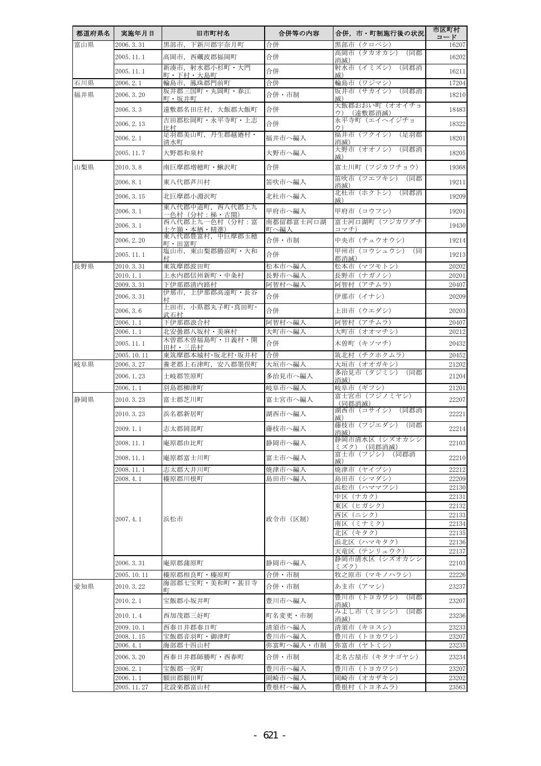| 都道府県名 | 実施年月日 | 旧市町村名 | 合併等の内容 | 合併，市・町制施行後の状況 | 市区町村コード |
|---|---|---|---|---|---|
| 富山県 | 2006.3.31 | 黒部市，下新川郡宇奈月町 | 合併 | 黒部市（クロベシ） | 16207 |
| | 2005.11.1 | 高岡市，西礪波郡福岡町 | 合併 | 高岡市（タカオカシ）（同郡消滅） | 16202 |
| | 2005.11.1 | 新湊市，射水郡小杉町・大門町・下村・大島町 | 合併 | 射水市（イミズシ）（同郡消滅） | 16211 |
| 石川県 | 2006.2.1 | 輪島市，鳳珠郡門前町 | 合併 | 輪島市（ワジマシ） | 17204 |
| 福井県 | 2006.3.20 | 坂井郡三国町・丸岡町・春江町・坂井町 | 合併・市制 | 坂井市（サカイシ）（同郡消滅） | 18210 |
| | 2006.3.3 | 遠敷郡名田庄村，大飯郡大飯町 | 合併 | 大飯郡おおい町（オオイチョウ）（遠敷郡消滅） | 18483 |
| | 2006.2.13 | 吉田郡松岡町・永平寺町・上志比村 | 合併 | 永平寺町（エイヘイジチョウ） | 18322 |
| | 2006.2.1 | 足羽郡美山町，丹生郡越廼村・清水町 | 福井市へ編入 | 福井市（フクイシ）（足羽郡消滅） | 18201 |
| | 2005.11.7 | 大野郡和泉村 | 大野市へ編入 | 大野市（オオノシ）（同郡消滅） | 18205 |
| 山梨県 | 2010.3.8 | 南巨摩郡増穂町・鰍沢町 | 合併 | 富士川町（フジカワチョウ） | 19368 |
| | 2006.8.1 | 東八代郡芦川村 | 笛吹市へ編入 | 笛吹市（フエフキシ）（同郡消滅） | 19211 |
| | 2006.3.15 | 北巨摩郡小淵沢町 | 北杜市へ編入 | 北杜市（ホクトシ）（同郡消滅） | 19209 |
| | 2006.3.1 | 東八代郡中道町，西八代郡上九一色村（分村：梯・古関） | 甲府市へ編入 | 甲府市（コウフシ） | 19201 |
| | 2006.3.1 | 西八代郡上九一色村（分村：富士ケ嶺・本栖・精進） | 南都留郡富士河口湖町へ編入 | 富士河口湖町（フジカワグチコマチ） | 19430 |
| | 2006.2.20 | 東八代郡豊富村，中巨摩郡玉穂町・田富町 | 合併・市制 | 中央市（チュウオウシ） | 19214 |
| | 2005.11.1 | 塩山市，東山梨郡勝沼町・大和村 | 合併 | 甲州市（コウシュウシ）（同郡消滅） | 19213 |
| 長野県 | 2010.3.31 | 東筑摩郡波田町 | 松本市へ編入 | 松本市（マツモトシ） | 20202 |
| | 2010.1.1 | 上水内郡信州新町・中条村 | 長野市へ編入 | 長野市（ナガノシ） | 20201 |
| | 2009.3.31 | 下伊那郡清内路村 | 阿智村へ編入 | 阿智村（アチムラ） | 20407 |
| | 2006.3.31 | 伊那市，上伊那郡高遠町・長谷村 | 合併 | 伊那市（イナシ） | 20209 |
| | 2006.3.6 | 上田市，小県郡丸子町･真田町･武石村 | 合併 | 上田市（ウエダシ） | 20203 |
| | 2006.1.1 | 下伊那郡浪合村 | 阿智村へ編入 | 阿智村（アチムラ） | 20407 |
| | 2006.1.1 | 北安曇郡八坂村・美麻村 | 大町市へ編入 | 大町市（オオマチシ） | 20212 |
| | 2005.11.1 | 木曽郡木曽福島町・日義村・開田村・三岳村 | 合併 | 木曽町（キソマチ） | 20432 |
| | 2005.10.11 | 東筑摩郡本城村･坂北村･坂井村 | 合併 | 筑北村（チクホクムラ） | 20452 |
| 岐阜県 | 2006.3.27 | 養老郡上石津町，安八郡墨俣町 | 大垣市へ編入 | 大垣市（オオガキシ） | 21202 |
| | 2006.1.23 | 土岐郡笠原町 | 多治見市へ編入 | 多治見市（タジミシ）（同郡消滅） | 21204 |
| | 2006.1.1 | 羽島郡柳津町 | 岐阜市へ編入 | 岐阜市（ギフシ） | 21201 |
| 静岡県 | 2010.3.23 | 富士郡芝川町 | 富士宮市へ編入 | 富士宮市（フジノミヤシ）（同郡消滅） | 22207 |
| | 2010.3.23 | 浜名郡新居町 | 湖西市へ編入 | 湖西市（コサイシ）（同郡消滅） | 22221 |
| | 2009.1.1 | 志太郡岡部町 | 藤枝市へ編入 | 藤枝市（フジエダシ）（同郡消滅） | 22214 |
| | 2008.11.1 | 庵原郡由比町 | 静岡市へ編入 | 静岡市清水区（シズオカシシミズク）（同郡消滅） | 22103 |
| | 2008.11.1 | 庵原郡富士川町 | 富士市へ編入 | 富士市（フジシ）（同郡消滅） | 22210 |
| | 2008.11.1 | 志太郡大井川町 | 焼津市へ編入 | 焼津市（ヤイヅシ） | 22212 |
| | 2008.4.1 | 榛原郡川根町 | 島田市へ編入 | 島田市（シマダシ） | 22209 |
| | 2007.4.1 | 浜松市 | 政令市（区制） | 浜松市（ハママツシ） | 22130 |
| | | | | 中区（ナカク） | 22131 |
| | | | | 東区（ヒガシク） | 22132 |
| | | | | 西区（ニシク） | 22133 |
| | | | | 南区（ミナミク） | 22134 |
| | | | | 北区（キタク） | 22135 |
| | | | | 浜北区（ハマキタク） | 22136 |
| | | | | 天竜区（テンリュウク） | 22137 |
| | 2006.3.31 | 庵原郡蒲原町 | 静岡市へ編入 | 静岡市清水区（シズオカシシミズク） | 22103 |
| | 2005.10.11 | 榛原郡相良町・榛原町 | 合併・市制 | 牧之原市（マキノハラシ） | 22226 |
| 愛知県 | 2010.3.22 | 海部郡七宝町・美和町・甚目寺町 | 合併・市制 | あま市（アマシ） | 23237 |
| | 2010.2.1 | 宝飯郡小坂井町 | 豊川市へ編入 | 豊川市（トヨカワシ）（同郡消滅） | 23207 |
| | 2010.1.4 | 西加茂郡三好町 | 町名変更・市制 | みよし市（ミヨシシ）（同郡消滅） | 23236 |
| | 2009.10.1 | 西春日井郡春日町 | 清須市へ編入 | 清須市（キヨスシ） | 23233 |
| | 2008.1.15 | 宝飯郡音羽町・御津町 | 豊川市へ編入 | 豊川市（トヨカワシ） | 23207 |
| | 2006.4.1 | 海部郡十四山村 | 弥富町へ編入・市制 | 弥富市（ヤトミシ） | 23235 |
| | 2006.3.20 | 西春日井郡師勝町・西春町 | 合併・市制 | 北名古屋市（キタナゴヤシ） | 23234 |
| | 2006.2.1 | 宝飯郡一宮町 | 豊川市へ編入 | 豊川市（トヨカワシ） | 23207 |
| | 2006.1.1 | 額田郡額田町 | 岡崎市へ編入 | 岡崎市（オカザキシ） | 23202 |
| | 2005.11.27 | 北設楽郡富山村 | 豊根村へ編入 | 豊根村（トヨネムラ） | 23563 |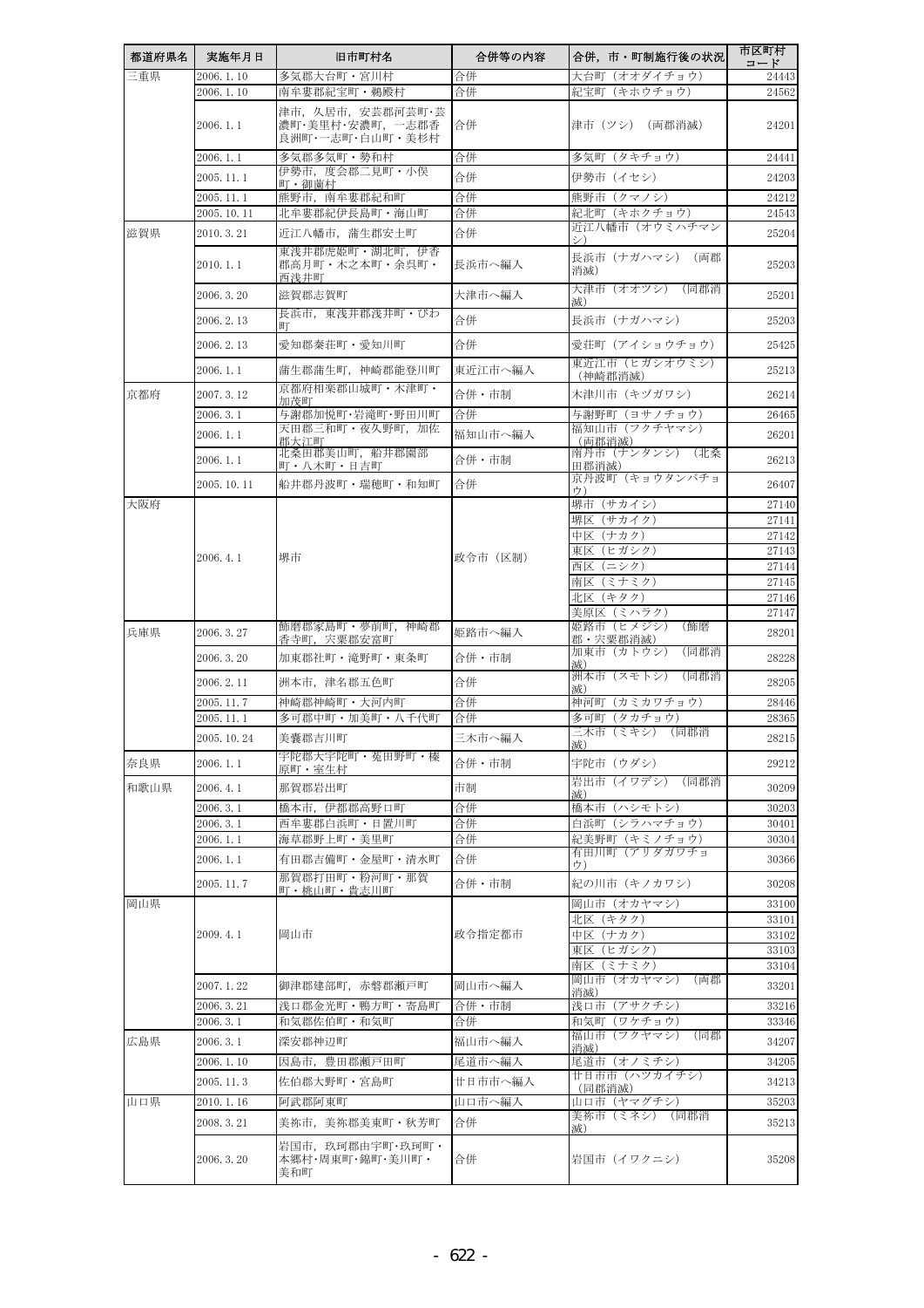| 都道府県名 | 実施年月日 | 旧市町村名 | 合併等の内容 | 合併，市・町制施行後の状況 | 市区町村コード |
| --- | --- | --- | --- | --- | --- |
| 三重県 | 2006.1.10 | 多気郡大台町・宮川村 | 合併 | 大台町（オオダイチョウ） | 24443 |
| | 2006.1.10 | 南牟婁郡紀宝町・鵜殿村 | 合併 | 紀宝町（キホウチョウ） | 24562 |
| | 2006.1.1 | 津市，久居市，安芸郡河芸町･芸濃町･美里村･安濃町，一志郡香良洲町･一志町･白山町・美杉村 | 合併 | 津市（ツシ）（両郡消滅） | 24201 |
| | 2006.1.1 | 多気郡多気町・勢和村 | 合併 | 多気町（タキチョウ） | 24441 |
| | 2005.11.1 | 伊勢市，度会郡二見町・小俣町・御薗村 | 合併 | 伊勢市（イセシ） | 24203 |
| | 2005.11.1 | 熊野市，南牟婁郡紀和町 | 合併 | 熊野市（クマノシ） | 24212 |
| | 2005.10.11 | 北牟婁郡紀伊長島町・海山町 | 合併 | 紀北町（キホクチョウ） | 24543 |
| 滋賀県 | 2010.3.21 | 近江八幡市，蒲生郡安土町 | 合併 | 近江八幡市（オウミハチマンシ） | 25204 |
| | 2010.1.1 | 東浅井郡虎姫町・湖北町，伊香郡高月町・木之本町・余呉町・西浅井町 | 長浜市へ編入 | 長浜市（ナガハマシ）（両郡消滅） | 25203 |
| | 2006.3.20 | 滋賀郡志賀町 | 大津市へ編入 | 大津市（オオツシ）（同郡消滅） | 25201 |
| | 2006.2.13 | 長浜市，東浅井郡浅井町・びわ町 | 合併 | 長浜市（ナガハマシ） | 25203 |
| | 2006.2.13 | 愛知郡秦荘町・愛知川町 | 合併 | 愛荘町（アイショウチョウ） | 25425 |
| | 2006.1.1 | 蒲生郡蒲生町，神崎郡能登川町 | 東近江市へ編入 | 東近江市（ヒガシオウミシ）（神崎郡消滅） | 25213 |
| 京都府 | 2007.3.12 | 京都府相楽郡山城町・木津町・加茂町 | 合併・市制 | 木津川市（キヅガワシ） | 26214 |
| | 2006.3.1 | 与謝郡加悦町･岩滝町･野田川町 | 合併 | 与謝野町（ヨサノチョウ） | 26465 |
| | 2006.1.1 | 天田郡三和町・夜久野町，加佐郡大江町 | 福知山市へ編入 | 福知山市（フクチヤマシ）（両郡消滅） | 26201 |
| | 2006.1.1 | 北桑田郡美山町，船井郡園部町・八木町・日吉町 | 合併・市制 | 南丹市（ナンタンシ）（北桑田郡消滅） | 26213 |
| | 2005.10.11 | 船井郡丹波町・瑞穂町・和知町 | 合併 | 京丹波町（キョウタンバチョウ） | 26407 |
| 大阪府 | 2006.4.1 | 堺市 | 政令市（区制） | 堺市（サカイシ） | 27140 |
| | | | | 堺区（サカイク） | 27141 |
| | | | | 中区（ナカク） | 27142 |
| | | | | 東区（ヒガシク） | 27143 |
| | | | | 西区（ニシク） | 27144 |
| | | | | 南区（ミナミク） | 27145 |
| | | | | 北区（キタク） | 27146 |
| | | | | 美原区（ミハラク） | 27147 |
| 兵庫県 | 2006.3.27 | 飾磨郡家島町・夢前町，神崎郡香寺町，宍粟郡安富町 | 姫路市へ編入 | 姫路市（ヒメジシ）（飾磨郡・宍粟郡消滅） | 28201 |
| | 2006.3.20 | 加東郡社町・滝野町・東条町 | 合併・市制 | 加東市（カトウシ）（同郡消滅） | 28228 |
| | 2006.2.11 | 洲本市，津名郡五色町 | 合併 | 洲本市（スモトシ）（同郡消滅） | 28205 |
| | 2005.11.7 | 神崎郡神崎町・大河内町 | 合併 | 神河町（カミカワチョウ） | 28446 |
| | 2005.11.1 | 多可郡中町・加美町・八千代町 | 合併 | 多可町（タカチョウ） | 28365 |
| | 2005.10.24 | 美嚢郡吉川町 | 三木市へ編入 | 三木市（ミキシ）（同郡消滅） | 28215 |
| 奈良県 | 2006.1.1 | 宇陀郡大宇陀町・菟田野町・榛原町・室生村 | 合併・市制 | 宇陀市（ウダシ） | 29212 |
| 和歌山県 | 2006.4.1 | 那賀郡岩出町 | 市制 | 岩出市（イワデシ）（同郡消滅） | 30209 |
| | 2006.3.1 | 橋本市，伊都郡高野口町 | 合併 | 橋本市（ハシモトシ） | 30203 |
| | 2006.3.1 | 西牟婁郡白浜町・日置川町 | 合併 | 白浜町（シラハマチョウ） | 30401 |
| | 2006.1.1 | 海草郡野上町・美里町 | 合併 | 紀美野町（キミノチョウ） | 30304 |
| | 2006.1.1 | 有田郡吉備町・金屋町・清水町 | 合併 | 有田川町（アリダガワチョウ） | 30366 |
| | 2005.11.7 | 那賀郡打田町・粉河町・那賀町・桃山町・貴志川町 | 合併・市制 | 紀の川市（キノカワシ） | 30208 |
| 岡山県 | 2009.4.1 | 岡山市 | 政令指定都市 | 岡山市（オカヤマシ） | 33100 |
| | | | | 北区（キタク） | 33101 |
| | | | | 中区（ナカク） | 33102 |
| | | | | 東区（ヒガシク） | 33103 |
| | | | | 南区（ミナミク） | 33104 |
| | 2007.1.22 | 御津郡建部町，赤磐郡瀬戸町 | 岡山市へ編入 | 岡山市（オカヤマシ）（両郡消滅） | 33201 |
| | 2006.3.21 | 浅口郡金光町・鴨方町・寄島町 | 合併・市制 | 浅口市（アサクチシ） | 33216 |
| | 2006.3.1 | 和気郡佐伯町・和気町 | 合併 | 和気町（ワケチョウ） | 33346 |
| 広島県 | 2006.3.1 | 深安郡神辺町 | 福山市へ編入 | 福山市（フクヤマシ）（同郡消滅） | 34207 |
| | 2006.1.10 | 因島市，豊田郡瀬戸田町 | 尾道市へ編入 | 尾道市（オノミチシ） | 34205 |
| | 2005.11.3 | 佐伯郡大野町・宮島町 | 廿日市市へ編入 | 廿日市市（ハツカイチシ）（同郡消滅） | 34213 |
| 山口県 | 2010.1.16 | 阿武郡阿東町 | 山口市へ編入 | 山口市（ヤマグチシ） | 35203 |
| | 2008.3.21 | 美祢市，美祢郡美東町・秋芳町 | 合併 | 美祢市（ミネシ）（同郡消滅） | 35213 |
| | 2006.3.20 | 岩国市，玖珂郡由宇町･玖珂町・本郷村･周東町･錦町･美川町・美和町 | 合併 | 岩国市（イワクニシ） | 35208 |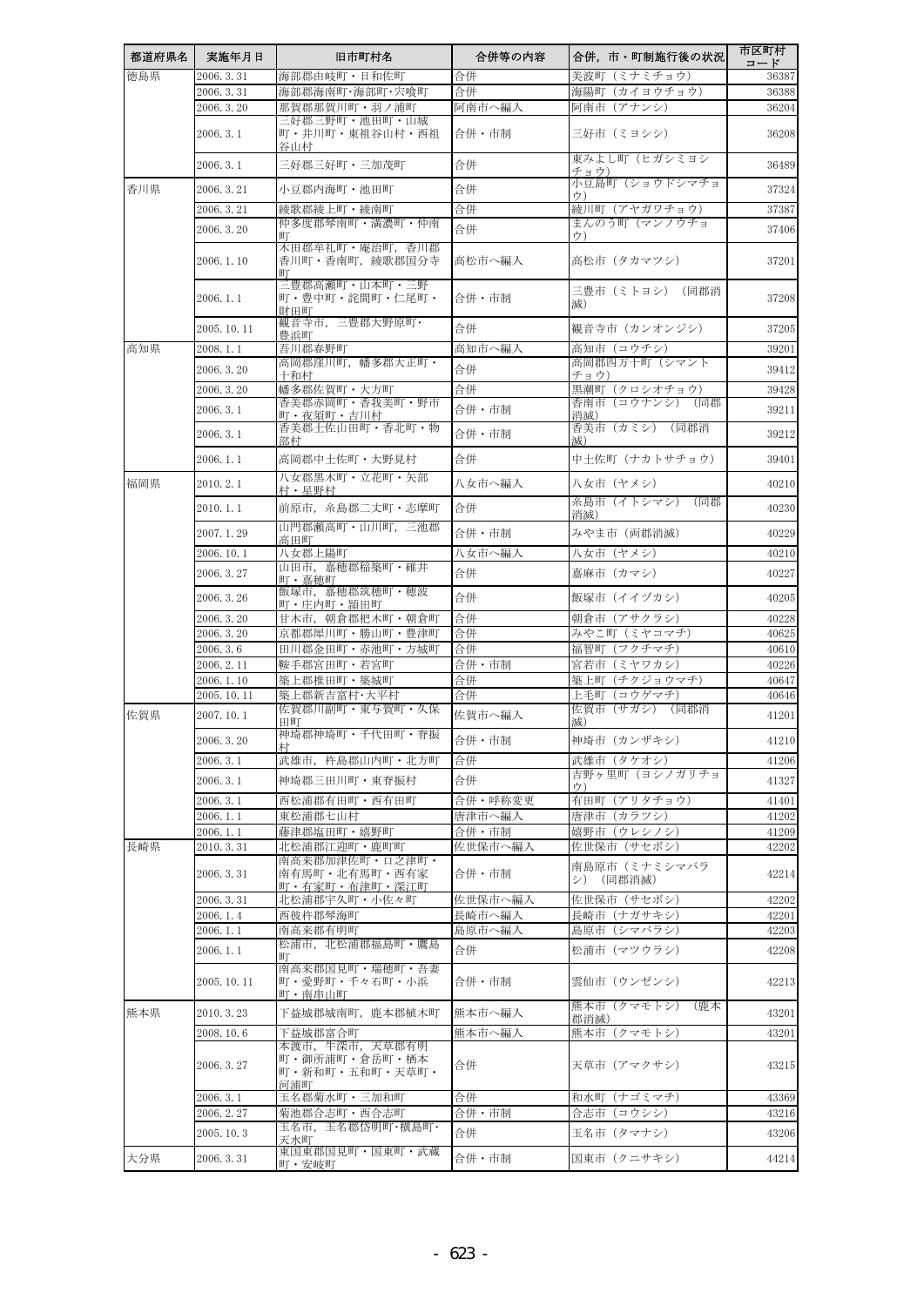| 都道府県名 | 実施年月日 | 旧市町村名 | 合併等の内容 | 合併，市・町制施行後の状況 | 市区町村コード |
|---|---|---|---|---|---|
| 徳島県 | 2006.3.31 | 海部郡由岐町・日和佐町 | 合併 | 美波町（ミナミチョウ） | 36387 |
| | 2006.3.31 | 海部郡海南町･海部町･宍喰町 | 合併 | 海陽町（カイヨウチョウ） | 36388 |
| | 2006.3.20 | 那賀郡那賀川町・羽ノ浦町 | 阿南市へ編入 | 阿南市（アナンシ） | 36204 |
| | 2006.3.1 | 三好郡三野町・池田町・山城町・井川町・東祖谷山村・西祖谷山村 | 合併・市制 | 三好市（ミヨシシ） | 36208 |
| | 2006.3.1 | 三好郡三好町・三加茂町 | 合併 | 東みよし町（ヒガシミヨシチョウ） | 36489 |
| 香川県 | 2006.3.21 | 小豆郡内海町・池田町 | 合併 | 小豆島町（ショウドシマチョウ） | 37324 |
| | 2006.3.21 | 綾歌郡綾上町・綾南町 | 合併 | 綾川町（アヤガワチョウ） | 37387 |
| | 2006.3.20 | 仲多度郡琴南町・満濃町・仲南町 | 合併 | まんのう町（マンノウチョウ） | 37406 |
| | 2006.1.10 | 木田郡牟礼町・庵治町，香川郡香川町・香南町，綾歌郡国分寺町 | 高松市へ編入 | 高松市（タカマツシ） | 37201 |
| | 2006.1.1 | 三豊郡高瀬町・山本町・三野町・豊中町・詫間町・仁尾町・財田町 | 合併・市制 | 三豊市（ミトヨシ）（同郡消滅） | 37208 |
| | 2005.10.11 | 観音寺市，三豊郡大野原町･豊浜町 | 合併 | 観音寺市（カンオンジシ） | 37205 |
| 高知県 | 2008.1.1 | 吾川郡春野町 | 高知市へ編入 | 高知市（コウチシ） | 39201 |
| | 2006.3.20 | 高岡郡窪川町，幡多郡大正町・十和村 | 合併 | 高岡郡四万十町（シマントチョウ） | 39412 |
| | 2006.3.20 | 幡多郡佐賀町・大方町 | 合併 | 黒潮町（クロシオチョウ） | 39428 |
| | 2006.3.1 | 香美郡赤岡町・香我美町・野市町・夜須町・吉川村 | 合併・市制 | 香南市（コウナンシ）（同郡消滅） | 39211 |
| | 2006.3.1 | 香美郡土佐山田町・香北町・物部村 | 合併・市制 | 香美市（カミシ）（同郡消滅） | 39212 |
| | 2006.1.1 | 高岡郡中土佐町・大野見村 | 合併 | 中土佐町（ナカトサチョウ） | 39401 |
| 福岡県 | 2010.2.1 | 八女郡黒木町・立花町・矢部村・星野村 | 八女市へ編入 | 八女市（ヤメシ） | 40210 |
| | 2010.1.1 | 前原市，糸島郡二丈町・志摩町 | 合併 | 糸島市（イトシマシ）（同郡消滅） | 40230 |
| | 2007.1.29 | 山門郡瀬高町・山川町，三池郡高田町 | 合併・市制 | みやま市（両郡消滅） | 40229 |
| | 2006.10.1 | 八女郡上陽町 | 八女市へ編入 | 八女市（ヤメシ） | 40210 |
| | 2006.3.27 | 山田市，嘉穂郡稲築町・碓井町・嘉穂町 | 合併 | 嘉麻市（カマシ） | 40227 |
| | 2006.3.26 | 飯塚市，嘉穂郡筑穂町・穂波町・庄内町・頴田町 | 合併 | 飯塚市（イイヅカシ） | 40205 |
| | 2006.3.20 | 甘木市，朝倉郡杷木町・朝倉町 | 合併 | 朝倉市（アサクラシ） | 40228 |
| | 2006.3.20 | 京都郡犀川町・勝山町・豊津町 | 合併 | みやこ町（ミヤコマチ） | 40625 |
| | 2006.3.6 | 田川郡金田町・赤池町・方城町 | 合併 | 福智町（フクチマチ） | 40610 |
| | 2006.2.11 | 鞍手郡宮田町・若宮町 | 合併・市制 | 宮若市（ミヤワカシ） | 40226 |
| | 2006.1.10 | 築上郡椎田町・築城町 | 合併 | 築上町（チクジョウマチ） | 40647 |
| | 2005.10.11 | 築上郡新吉富村･大平村 | 合併 | 上毛町（コウゲマチ） | 40646 |
| 佐賀県 | 2007.10.1 | 佐賀郡川副町・東与賀町・久保田町 | 佐賀市へ編入 | 佐賀市（サガシ）（同郡消滅） | 41201 |
| | 2006.3.20 | 神埼郡神埼町・千代田町・脊振村 | 合併・市制 | 神埼市（カンザキシ） | 41210 |
| | 2006.3.1 | 武雄市，杵島郡山内町・北方町 | 合併 | 武雄市（タケオシ） | 41206 |
| | 2006.3.1 | 神埼郡三田川町・東脊振村 | 合併 | 吉野ヶ里町（ヨシノガリチョウ） | 41327 |
| | 2006.3.1 | 西松浦郡有田町・西有田町 | 合併・呼称変更 | 有田町（アリタチョウ） | 41401 |
| | 2006.1.1 | 東松浦郡七山村 | 唐津市へ編入 | 唐津市（カラツシ） | 41202 |
| | 2006.1.1 | 藤津郡塩田町・嬉野町 | 合併・市制 | 嬉野市（ウレシノシ） | 41209 |
| 長崎県 | 2010.3.31 | 北松浦郡江迎町・鹿町町 | 佐世保市へ編入 | 佐世保市（サセボシ） | 42202 |
| | 2006.3.31 | 南高来郡加津佐町・口之津町・南有馬町・北有馬町・西有家町・有家町・布津町・深江町 | 合併・市制 | 南島原市（ミナミシマバラシ）（同郡消滅） | 42214 |
| | 2006.3.31 | 北松浦郡宇久町・小佐々町 | 佐世保市へ編入 | 佐世保市（サセボシ） | 42202 |
| | 2006.1.4 | 西彼杵郡琴海町 | 長崎市へ編入 | 長崎市（ナガサキシ） | 42201 |
| | 2006.1.1 | 南高来郡有明町 | 島原市へ編入 | 島原市（シマバラシ） | 42203 |
| | 2006.1.1 | 松浦市，北松浦郡福島町・鷹島町 | 合併 | 松浦市（マツウラシ） | 42208 |
| | 2005.10.11 | 南高来郡国見町・瑞穂町・吾妻町・愛野町・千々石町・小浜町・南串山町 | 合併・市制 | 雲仙市（ウンゼンシ） | 42213 |
| 熊本県 | 2010.3.23 | 下益城郡城南町，鹿本郡植木町 | 熊本市へ編入 | 熊本市（クマモトシ）（鹿本郡消滅） | 43201 |
| | 2008.10.6 | 下益城郡富合町 | 熊本市へ編入 | 熊本市（クマモトシ） | 43201 |
| | 2006.3.27 | 本渡市，牛深市，天草郡有明町・御所浦町・倉岳町・栖本町・新和町・五和町・天草町・河浦町 | 合併 | 天草市（アマクサシ） | 43215 |
| | 2006.3.1 | 玉名郡菊水町・三加和町 | 合併 | 和水町（ナゴミマチ） | 43369 |
| | 2006.2.27 | 菊池郡合志町・西合志町 | 合併・市制 | 合志市（コウシシ） | 43216 |
| | 2005.10.3 | 玉名市，玉名郡岱明町･横島町･天水町 | 合併 | 玉名市（タマナシ） | 43206 |
| 大分県 | 2006.3.31 | 東国東郡国見町・国東町・武蔵町・安岐町 | 合併・市制 | 国東市（クニサキシ） | 44214 |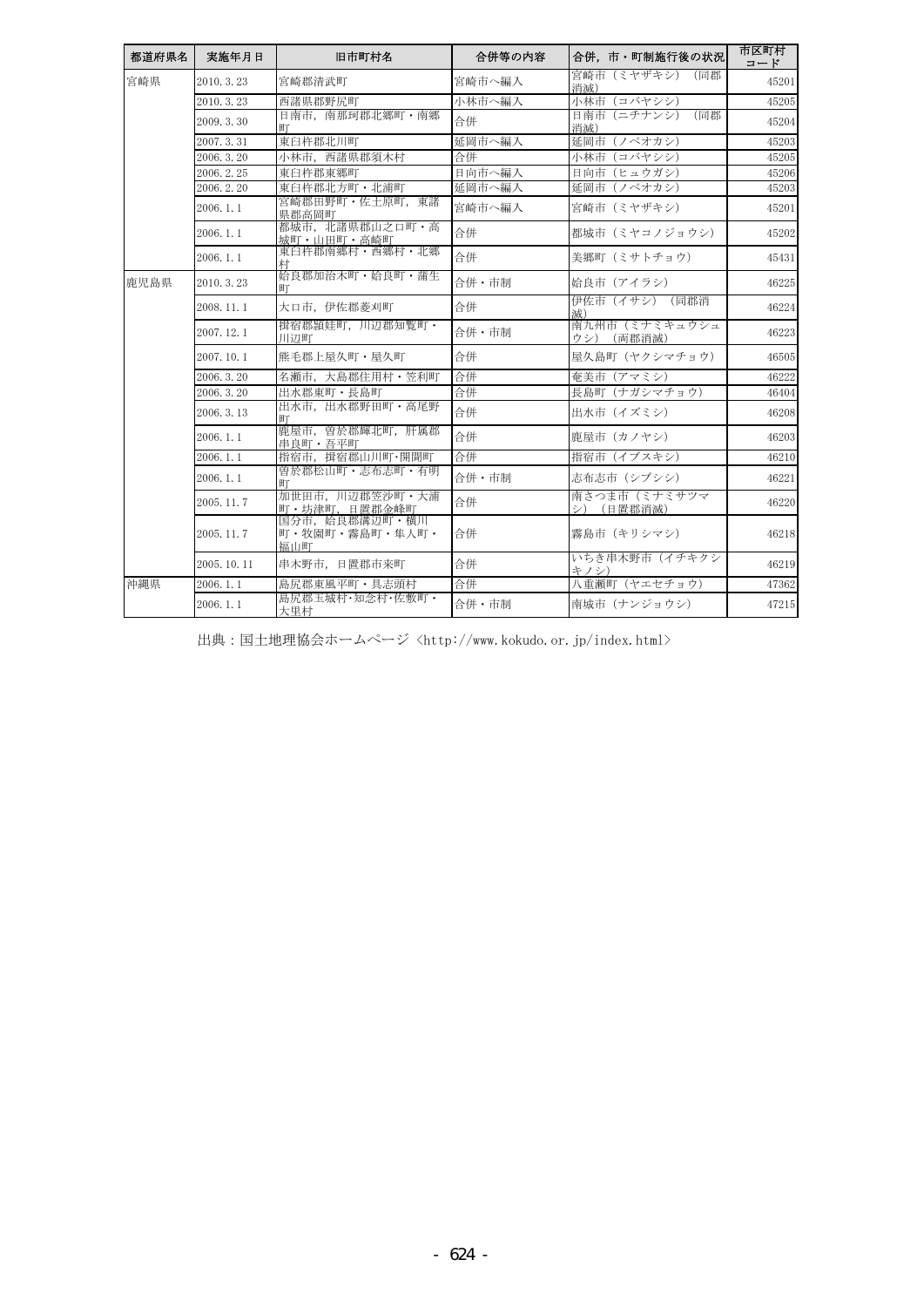| 都道府県名 | 実施年月日 | 旧市町村名 | 合併等の内容 | 合併，市・町制施行後の状況 | 市区町村コード |
|---|---|---|---|---|---|
| 宮崎県 | 2010.3.23 | 宮崎郡清武町 | 宮崎市へ編入 | 宮崎市（ミヤザキシ）（同郡消滅） | 45201 |
| | 2010.3.23 | 西諸県郡野尻町 | 小林市へ編入 | 小林市（コバヤシシ） | 45205 |
| | 2009.3.30 | 日南市，南那珂郡北郷町・南郷町 | 合併 | 日南市（ニチナンシ）（同郡消滅） | 45204 |
| | 2007.3.31 | 東臼杵郡北川町 | 延岡市へ編入 | 延岡市（ノベオカシ） | 45203 |
| | 2006.3.20 | 小林市，西諸県郡須木村 | 合併 | 小林市（コバヤシシ） | 45205 |
| | 2006.2.25 | 東臼杵郡東郷町 | 日向市へ編入 | 日向市（ヒュウガシ） | 45206 |
| | 2006.2.20 | 東臼杵郡北方町・北浦町 | 延岡市へ編入 | 延岡市（ノベオカシ） | 45203 |
| | 2006.1.1 | 宮崎郡田野町・佐土原町，東諸県郡高岡町 | 宮崎市へ編入 | 宮崎市（ミヤザキシ） | 45201 |
| | 2006.1.1 | 都城市，北諸県郡山之口町・高城町・山田町・高崎町 | 合併 | 都城市（ミヤコノジョウシ） | 45202 |
| | 2006.1.1 | 東臼杵郡南郷村・西郷村・北郷村 | 合併 | 美郷町（ミサトチョウ） | 45431 |
| 鹿児島県 | 2010.3.23 | 姶良郡加治木町・姶良町・蒲生町 | 合併・市制 | 姶良市（アイラシ） | 46225 |
| | 2008.11.1 | 大口市，伊佐郡菱刈町 | 合併 | 伊佐市（イサシ）（同郡消滅） | 46224 |
| | 2007.12.1 | 揖宿郡頴娃町，川辺郡知覧町・川辺町 | 合併・市制 | 南九州市（ミナミキュウシュウシ）（両郡消滅） | 46223 |
| | 2007.10.1 | 熊毛郡上屋久町・屋久町 | 合併 | 屋久島町（ヤクシマチョウ） | 46505 |
| | 2006.3.20 | 名瀬市，大島郡住用村・笠利町 | 合併 | 奄美市（アマミシ） | 46222 |
| | 2006.3.20 | 出水郡東町・長島町 | 合併 | 長島町（ナガシマチョウ） | 46404 |
| | 2006.3.13 | 出水市，出水郡野田町・高尾野町 | 合併 | 出水市（イズミシ） | 46208 |
| | 2006.1.1 | 鹿屋市，曽於郡輝北町，肝属郡串良町・吾平町 | 合併 | 鹿屋市（カノヤシ） | 46203 |
| | 2006.1.1 | 指宿市，揖宿郡山川町･開聞町 | 合併 | 指宿市（イブスキシ） | 46210 |
| | 2006.1.1 | 曽於郡松山町・志布志町・有明町 | 合併・市制 | 志布志市（シブシシ） | 46221 |
| | 2005.11.7 | 加世田市，川辺郡笠沙町・大浦町・坊津町，日置郡金峰町 | 合併 | 南さつま市（ミナミサツマシ）（日置郡消滅） | 46220 |
| | 2005.11.7 | 国分市，姶良郡溝辺町・横川町・牧園町・霧島町・隼人町・福山町 | 合併 | 霧島市（キリシマシ） | 46218 |
| | 2005.10.11 | 串木野市，日置郡市来町 | 合併 | いちき串木野市（イチキクシキノシ） | 46219 |
| 沖縄県 | 2006.1.1 | 島尻郡東風平町・具志頭村 | 合併 | 八重瀬町（ヤエセチョウ） | 47362 |
| | 2006.1.1 | 島尻郡玉城村･知念村･佐敷町・大里村 | 合併・市制 | 南城市（ナンジョウシ） | 47215 |

出典：国土地理協会ホームページ <http://www.kokudo.or.jp/index.html>